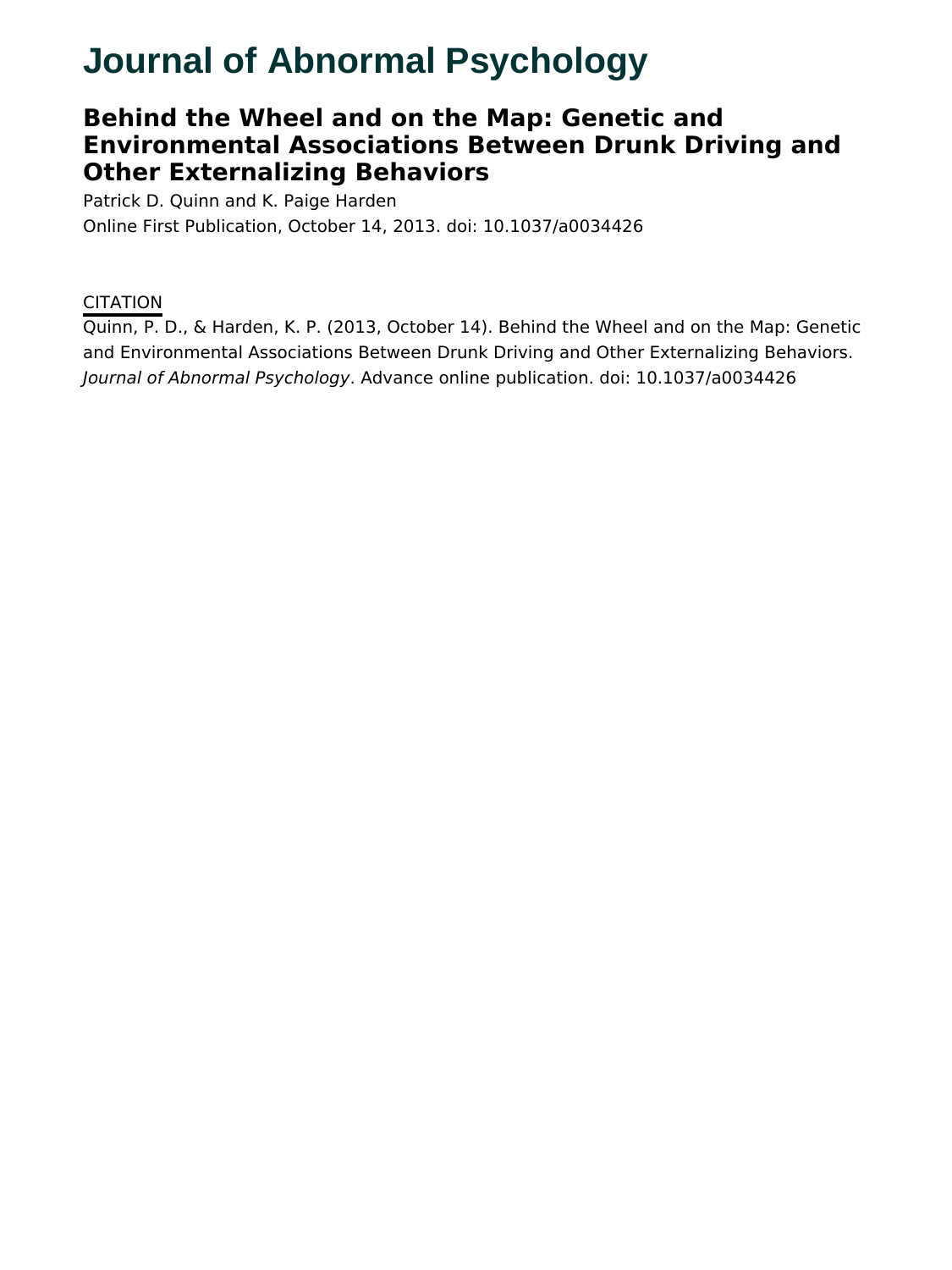# Journal of Abnormal Psychology

## Behind the Wheel and on the Map: Genetic and Environmental Associations Between Drunk Driving and Other Externalizing Behaviors

Patrick D. Quinn and K. Paige Harden

Online First Publication, October 14, 2013. doi: 10.1037/a0034426

CITATION

Quinn, P. D., & Harden, K. P. (2013, October 14). Behind the Wheel and on the Map: Genetic and Environmental Associations Between Drunk Driving and Other Externalizing Behaviors. *Journal of Abnormal Psychology*. Advance online publication. doi: 10.1037/a0034426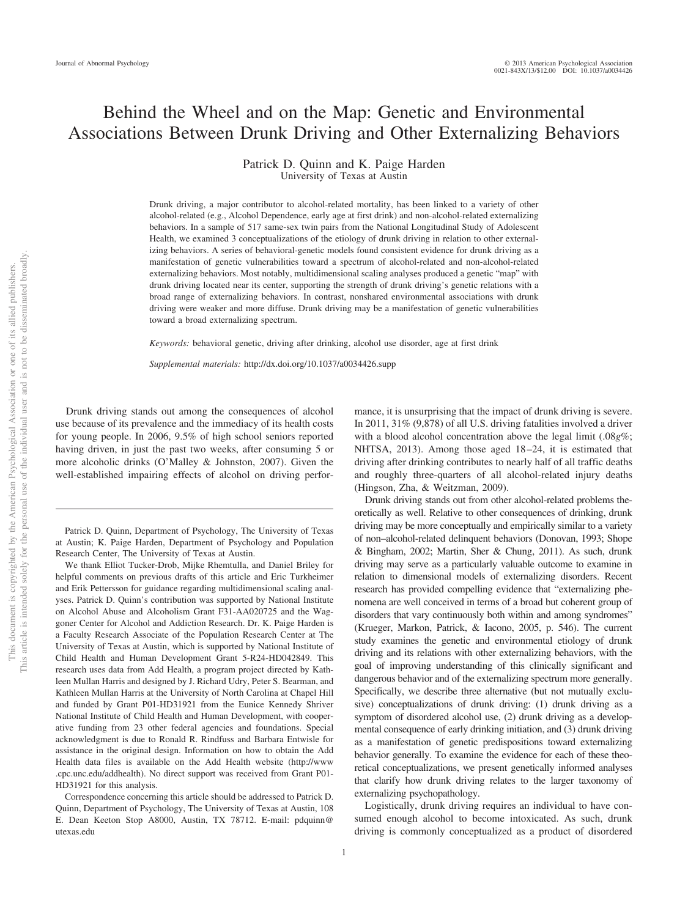# Behind the Wheel and on the Map: Genetic and Environmental Associations Between Drunk Driving and Other Externalizing Behaviors

Patrick D. Quinn and K. Paige Harden
University of Texas at Austin

Drunk driving, a major contributor to alcohol-related mortality, has been linked to a variety of other alcohol-related (e.g., Alcohol Dependence, early age at first drink) and non-alcohol-related externalizing behaviors. In a sample of 517 same-sex twin pairs from the National Longitudinal Study of Adolescent Health, we examined 3 conceptualizations of the etiology of drunk driving in relation to other externalizing behaviors. A series of behavioral-genetic models found consistent evidence for drunk driving as a manifestation of genetic vulnerabilities toward a spectrum of alcohol-related and non-alcohol-related externalizing behaviors. Most notably, multidimensional scaling analyses produced a genetic "map" with drunk driving located near its center, supporting the strength of drunk driving's genetic relations with a broad range of externalizing behaviors. In contrast, nonshared environmental associations with drunk driving were weaker and more diffuse. Drunk driving may be a manifestation of genetic vulnerabilities toward a broad externalizing spectrum.

*Keywords:* behavioral genetic, driving after drinking, alcohol use disorder, age at first drink

*Supplemental materials:* http://dx.doi.org/10.1037/a0034426.supp

Drunk driving stands out among the consequences of alcohol use because of its prevalence and the immediacy of its health costs for young people. In 2006, 9.5% of high school seniors reported having driven, in just the past two weeks, after consuming 5 or more alcoholic drinks (O'Malley & Johnston, 2007). Given the well-established impairing effects of alcohol on driving performance, it is unsurprising that the impact of drunk driving is severe. In 2011, 31% (9,878) of all U.S. driving fatalities involved a driver with a blood alcohol concentration above the legal limit (.08*g*%; NHTSA, 2013). Among those aged 18–24, it is estimated that driving after drinking contributes to nearly half of all traffic deaths and roughly three-quarters of all alcohol-related injury deaths (Hingson, Zha, & Weitzman, 2009).

Drunk driving stands out from other alcohol-related problems theoretically as well. Relative to other consequences of drinking, drunk driving may be more conceptually and empirically similar to a variety of non–alcohol-related delinquent behaviors (Donovan, 1993; Shope & Bingham, 2002; Martin, Sher & Chung, 2011). As such, drunk driving may serve as a particularly valuable outcome to examine in relation to dimensional models of externalizing disorders. Recent research has provided compelling evidence that "externalizing phenomena are well conceived in terms of a broad but coherent group of disorders that vary continuously both within and among syndromes" (Krueger, Markon, Patrick, & Iacono, 2005, p. 546). The current study examines the genetic and environmental etiology of drunk driving and its relations with other externalizing behaviors, with the goal of improving understanding of this clinically significant and dangerous behavior and of the externalizing spectrum more generally. Specifically, we describe three alternative (but not mutually exclusive) conceptualizations of drunk driving: (1) drunk driving as a symptom of disordered alcohol use, (2) drunk driving as a developmental consequence of early drinking initiation, and (3) drunk driving as a manifestation of genetic predispositions toward externalizing behavior generally. To examine the evidence for each of these theoretical conceptualizations, we present genetically informed analyses that clarify how drunk driving relates to the larger taxonomy of externalizing psychopathology.

Logistically, drunk driving requires an individual to have consumed enough alcohol to become intoxicated. As such, drunk driving is commonly conceptualized as a product of disordered

---

Patrick D. Quinn, Department of Psychology, The University of Texas at Austin; K. Paige Harden, Department of Psychology and Population Research Center, The University of Texas at Austin.

We thank Elliot Tucker-Drob, Mijke Rhemtulla, and Daniel Briley for helpful comments on previous drafts of this article and Eric Turkheimer and Erik Pettersson for guidance regarding multidimensional scaling analyses. Patrick D. Quinn's contribution was supported by National Institute on Alcohol Abuse and Alcoholism Grant F31-AA020725 and the Waggoner Center for Alcohol and Addiction Research. Dr. K. Paige Harden is a Faculty Research Associate of the Population Research Center at The University of Texas at Austin, which is supported by National Institute of Child Health and Human Development Grant 5-R24-HD042849. This research uses data from Add Health, a program project directed by Kathleen Mullan Harris and designed by J. Richard Udry, Peter S. Bearman, and Kathleen Mullan Harris at the University of North Carolina at Chapel Hill and funded by Grant P01-HD31921 from the Eunice Kennedy Shriver National Institute of Child Health and Human Development, with cooperative funding from 23 other federal agencies and foundations. Special acknowledgment is due to Ronald R. Rindfuss and Barbara Entwisle for assistance in the original design. Information on how to obtain the Add Health data files is available on the Add Health website (http://www.cpc.unc.edu/addhealth). No direct support was received from Grant P01-HD31921 for this analysis.

Correspondence concerning this article should be addressed to Patrick D. Quinn, Department of Psychology, The University of Texas at Austin, 108 E. Dean Keeton Stop A8000, Austin, TX 78712. E-mail: pdquinn@utexas.edu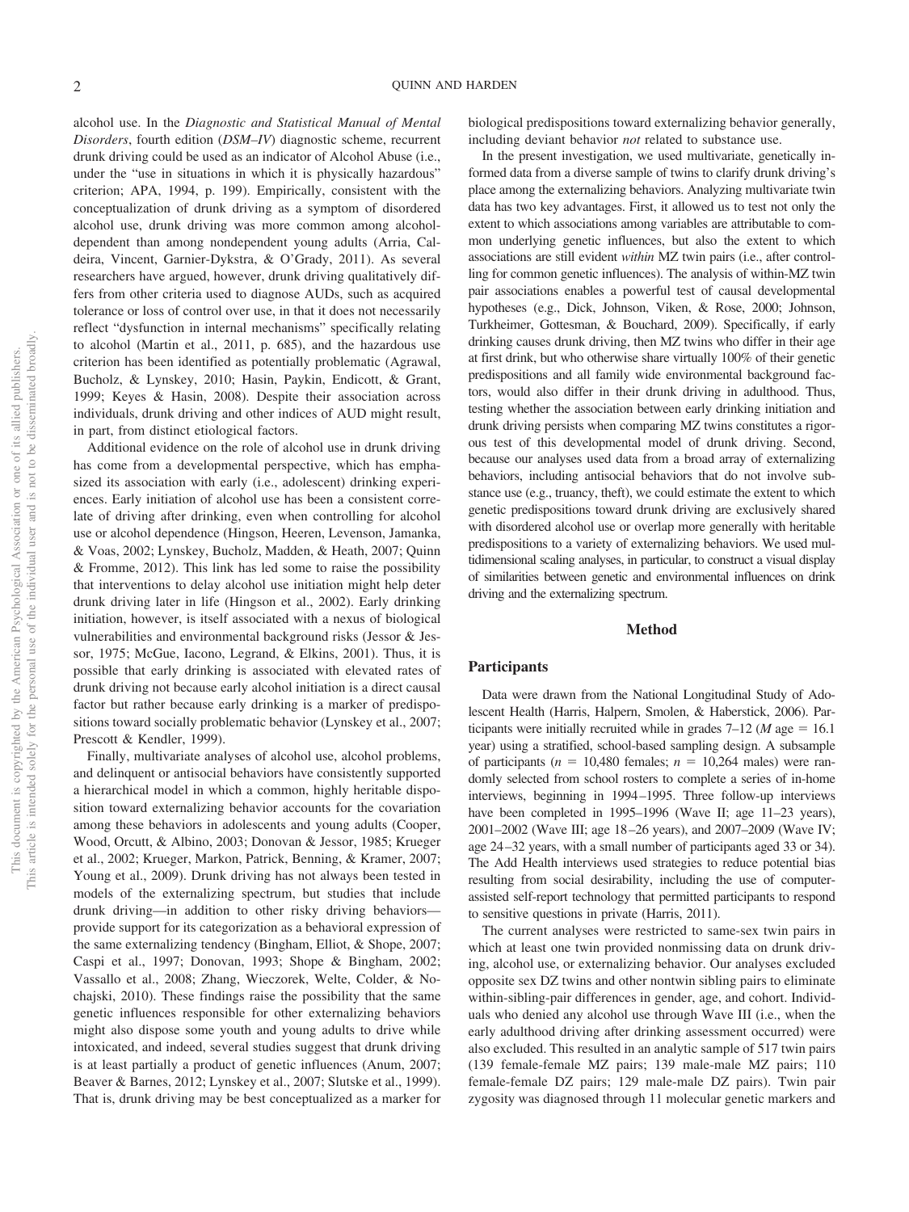alcohol use. In the *Diagnostic and Statistical Manual of Mental Disorders*, fourth edition (*DSM–IV*) diagnostic scheme, recurrent drunk driving could be used as an indicator of Alcohol Abuse (i.e., under the "use in situations in which it is physically hazardous" criterion; APA, 1994, p. 199). Empirically, consistent with the conceptualization of drunk driving as a symptom of disordered alcohol use, drunk driving was more common among alcohol-dependent than among nondependent young adults (Arria, Caldeira, Vincent, Garnier-Dykstra, & O'Grady, 2011). As several researchers have argued, however, drunk driving qualitatively differs from other criteria used to diagnose AUDs, such as acquired tolerance or loss of control over use, in that it does not necessarily reflect "dysfunction in internal mechanisms" specifically relating to alcohol (Martin et al., 2011, p. 685), and the hazardous use criterion has been identified as potentially problematic (Agrawal, Bucholz, & Lynskey, 2010; Hasin, Paykin, Endicott, & Grant, 1999; Keyes & Hasin, 2008). Despite their association across individuals, drunk driving and other indices of AUD might result, in part, from distinct etiological factors.

Additional evidence on the role of alcohol use in drunk driving has come from a developmental perspective, which has emphasized its association with early (i.e., adolescent) drinking experiences. Early initiation of alcohol use has been a consistent correlate of driving after drinking, even when controlling for alcohol use or alcohol dependence (Hingson, Heeren, Levenson, Jamanka, & Voas, 2002; Lynskey, Bucholz, Madden, & Heath, 2007; Quinn & Fromme, 2012). This link has led some to raise the possibility that interventions to delay alcohol use initiation might help deter drunk driving later in life (Hingson et al., 2002). Early drinking initiation, however, is itself associated with a nexus of biological vulnerabilities and environmental background risks (Jessor & Jessor, 1975; McGue, Iacono, Legrand, & Elkins, 2001). Thus, it is possible that early drinking is associated with elevated rates of drunk driving not because early alcohol initiation is a direct causal factor but rather because early drinking is a marker of predispositions toward socially problematic behavior (Lynskey et al., 2007; Prescott & Kendler, 1999).

Finally, multivariate analyses of alcohol use, alcohol problems, and delinquent or antisocial behaviors have consistently supported a hierarchical model in which a common, highly heritable disposition toward externalizing behavior accounts for the covariation among these behaviors in adolescents and young adults (Cooper, Wood, Orcutt, & Albino, 2003; Donovan & Jessor, 1985; Krueger et al., 2002; Krueger, Markon, Patrick, Benning, & Kramer, 2007; Young et al., 2009). Drunk driving has not always been tested in models of the externalizing spectrum, but studies that include drunk driving—in addition to other risky driving behaviors—provide support for its categorization as a behavioral expression of the same externalizing tendency (Bingham, Elliot, & Shope, 2007; Caspi et al., 1997; Donovan, 1993; Shope & Bingham, 2002; Vassallo et al., 2008; Zhang, Wieczorek, Welte, Colder, & Nochajski, 2010). These findings raise the possibility that the same genetic influences responsible for other externalizing behaviors might also dispose some youth and young adults to drive while intoxicated, and indeed, several studies suggest that drunk driving is at least partially a product of genetic influences (Anum, 2007; Beaver & Barnes, 2012; Lynskey et al., 2007; Slutske et al., 1999). That is, drunk driving may be best conceptualized as a marker for biological predispositions toward externalizing behavior generally, including deviant behavior *not* related to substance use.

In the present investigation, we used multivariate, genetically informed data from a diverse sample of twins to clarify drunk driving's place among the externalizing behaviors. Analyzing multivariate twin data has two key advantages. First, it allowed us to test not only the extent to which associations among variables are attributable to common underlying genetic influences, but also the extent to which associations are still evident *within* MZ twin pairs (i.e., after controlling for common genetic influences). The analysis of within-MZ twin pair associations enables a powerful test of causal developmental hypotheses (e.g., Dick, Johnson, Viken, & Rose, 2000; Johnson, Turkheimer, Gottesman, & Bouchard, 2009). Specifically, if early drinking causes drunk driving, then MZ twins who differ in their age at first drink, but who otherwise share virtually 100% of their genetic predispositions and all family wide environmental background factors, would also differ in their drunk driving in adulthood. Thus, testing whether the association between early drinking initiation and drunk driving persists when comparing MZ twins constitutes a rigorous test of this developmental model of drunk driving. Second, because our analyses used data from a broad array of externalizing behaviors, including antisocial behaviors that do not involve substance use (e.g., truancy, theft), we could estimate the extent to which genetic predispositions toward drunk driving are exclusively shared with disordered alcohol use or overlap more generally with heritable predispositions to a variety of externalizing behaviors. We used multidimensional scaling analyses, in particular, to construct a visual display of similarities between genetic and environmental influences on drink driving and the externalizing spectrum.

## Method

### Participants

Data were drawn from the National Longitudinal Study of Adolescent Health (Harris, Halpern, Smolen, & Haberstick, 2006). Participants were initially recruited while in grades 7–12 (*M* age = 16.1 year) using a stratified, school-based sampling design. A subsample of participants (*n* = 10,480 females; *n* = 10,264 males) were randomly selected from school rosters to complete a series of in-home interviews, beginning in 1994–1995. Three follow-up interviews have been completed in 1995–1996 (Wave II; age 11–23 years), 2001–2002 (Wave III; age 18–26 years), and 2007–2009 (Wave IV; age 24–32 years, with a small number of participants aged 33 or 34). The Add Health interviews used strategies to reduce potential bias resulting from social desirability, including the use of computer-assisted self-report technology that permitted participants to respond to sensitive questions in private (Harris, 2011).

The current analyses were restricted to same-sex twin pairs in which at least one twin provided nonmissing data on drunk driving, alcohol use, or externalizing behavior. Our analyses excluded opposite sex DZ twins and other nontwin sibling pairs to eliminate within-sibling-pair differences in gender, age, and cohort. Individuals who denied any alcohol use through Wave III (i.e., when the early adulthood driving after drinking assessment occurred) were also excluded. This resulted in an analytic sample of 517 twin pairs (139 female-female MZ pairs; 139 male-male MZ pairs; 110 female-female DZ pairs; 129 male-male DZ pairs). Twin pair zygosity was diagnosed through 11 molecular genetic markers and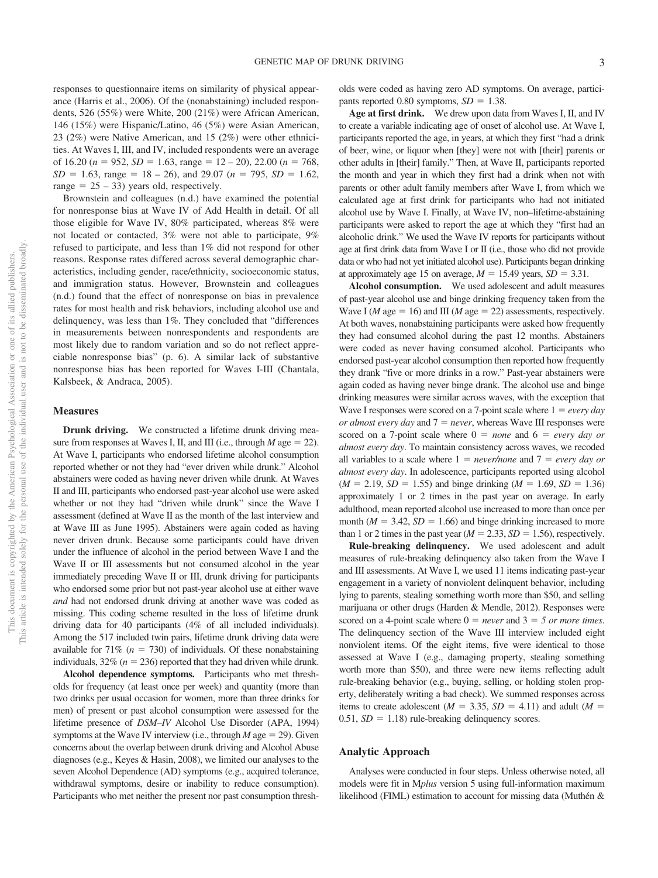responses to questionnaire items on similarity of physical appearance (Harris et al., 2006). Of the (nonabstaining) included respondents, 526 (55%) were White, 200 (21%) were African American, 146 (15%) were Hispanic/Latino, 46 (5%) were Asian American, 23 (2%) were Native American, and 15 (2%) were other ethnicities. At Waves I, III, and IV, included respondents were an average of 16.20 ($n = 952$, $SD = 1.63$, range = 12 – 20), 22.00 ($n = 768$, $SD = 1.63$, range = 18 – 26), and 29.07 ($n = 795$, $SD = 1.62$, range = 25 – 33) years old, respectively.

Brownstein and colleagues (n.d.) have examined the potential for nonresponse bias at Wave IV of Add Health in detail. Of all those eligible for Wave IV, 80% participated, whereas 8% were not located or contacted, 3% were not able to participate, 9% refused to participate, and less than 1% did not respond for other reasons. Response rates differed across several demographic characteristics, including gender, race/ethnicity, socioeconomic status, and immigration status. However, Brownstein and colleagues (n.d.) found that the effect of nonresponse on bias in prevalence rates for most health and risk behaviors, including alcohol use and delinquency, was less than 1%. They concluded that "differences in measurements between nonrespondents and respondents are most likely due to random variation and so do not reflect appreciable nonresponse bias" (p. 6). A similar lack of substantive nonresponse bias has been reported for Waves I-III (Chantala, Kalsbeek, & Andraca, 2005).

## Measures

**Drunk driving.** We constructed a lifetime drunk driving measure from responses at Waves I, II, and III (i.e., through *M* age = 22). At Wave I, participants who endorsed lifetime alcohol consumption reported whether or not they had "ever driven while drunk." Alcohol abstainers were coded as having never driven while drunk. At Waves II and III, participants who endorsed past-year alcohol use were asked whether or not they had "driven while drunk" since the Wave I assessment (defined at Wave II as the month of the last interview and at Wave III as June 1995). Abstainers were again coded as having never driven drunk. Because some participants could have driven under the influence of alcohol in the period between Wave I and the Wave II or III assessments but not consumed alcohol in the year immediately preceding Wave II or III, drunk driving for participants who endorsed some prior but not past-year alcohol use at either wave *and* had not endorsed drunk driving at another wave was coded as missing. This coding scheme resulted in the loss of lifetime drunk driving data for 40 participants (4% of all included individuals). Among the 517 included twin pairs, lifetime drunk driving data were available for 71% ($n = 730$) of individuals. Of these nonabstaining individuals, 32% ($n = 236$) reported that they had driven while drunk.

**Alcohol dependence symptoms.** Participants who met thresholds for frequency (at least once per week) and quantity (more than two drinks per usual occasion for women, more than three drinks for men) of present or past alcohol consumption were assessed for the lifetime presence of *DSM–IV* Alcohol Use Disorder (APA, 1994) symptoms at the Wave IV interview (i.e., through *M* age = 29). Given concerns about the overlap between drunk driving and Alcohol Abuse diagnoses (e.g., Keyes & Hasin, 2008), we limited our analyses to the seven Alcohol Dependence (AD) symptoms (e.g., acquired tolerance, withdrawal symptoms, desire or inability to reduce consumption). Participants who met neither the present nor past consumption thresholds were coded as having zero AD symptoms. On average, participants reported 0.80 symptoms, $SD = 1.38$.

**Age at first drink.** We drew upon data from Waves I, II, and IV to create a variable indicating age of onset of alcohol use. At Wave I, participants reported the age, in years, at which they first "had a drink of beer, wine, or liquor when [they] were not with [their] parents or other adults in [their] family." Then, at Wave II, participants reported the month and year in which they first had a drink when not with parents or other adult family members after Wave I, from which we calculated age at first drink for participants who had not initiated alcohol use by Wave I. Finally, at Wave IV, non–lifetime-abstaining participants were asked to report the age at which they "first had an alcoholic drink." We used the Wave IV reports for participants without age at first drink data from Wave I or II (i.e., those who did not provide data or who had not yet initiated alcohol use). Participants began drinking at approximately age 15 on average, $M = 15.49$ years, $SD = 3.31$.

**Alcohol consumption.** We used adolescent and adult measures of past-year alcohol use and binge drinking frequency taken from the Wave I (*M* age = 16) and III (*M* age = 22) assessments, respectively. At both waves, nonabstaining participants were asked how frequently they had consumed alcohol during the past 12 months. Abstainers were coded as never having consumed alcohol. Participants who endorsed past-year alcohol consumption then reported how frequently they drank "five or more drinks in a row." Past-year abstainers were again coded as having never binge drank. The alcohol use and binge drinking measures were similar across waves, with the exception that Wave I responses were scored on a 7-point scale where 1 = *every day or almost every day* and 7 = *never*, whereas Wave III responses were scored on a 7-point scale where 0 = *none* and 6 = *every day or almost every day*. To maintain consistency across waves, we recoded all variables to a scale where 1 = *never/none* and 7 = *every day or almost every day*. In adolescence, participants reported using alcohol ($M = 2.19$, $SD = 1.55$) and binge drinking ($M = 1.69$, $SD = 1.36$) approximately 1 or 2 times in the past year on average. In early adulthood, mean reported alcohol use increased to more than once per month ($M = 3.42$, $SD = 1.66$) and binge drinking increased to more than 1 or 2 times in the past year ($M = 2.33$, $SD = 1.56$), respectively.

**Rule-breaking delinquency.** We used adolescent and adult measures of rule-breaking delinquency also taken from the Wave I and III assessments. At Wave I, we used 11 items indicating past-year engagement in a variety of nonviolent delinquent behavior, including lying to parents, stealing something worth more than $50, and selling marijuana or other drugs (Harden & Mendle, 2012). Responses were scored on a 4-point scale where 0 = *never* and 3 = *5 or more times*. The delinquency section of the Wave III interview included eight nonviolent items. Of the eight items, five were identical to those assessed at Wave I (e.g., damaging property, stealing something worth more than $50), and three were new items reflecting adult rule-breaking behavior (e.g., buying, selling, or holding stolen property, deliberately writing a bad check). We summed responses across items to create adolescent ($M = 3.35$, $SD = 4.11$) and adult ($M = 0.51$, $SD = 1.18$) rule-breaking delinquency scores.

## Analytic Approach

Analyses were conducted in four steps. Unless otherwise noted, all models were fit in M*plus* version 5 using full-information maximum likelihood (FIML) estimation to account for missing data (Muthén &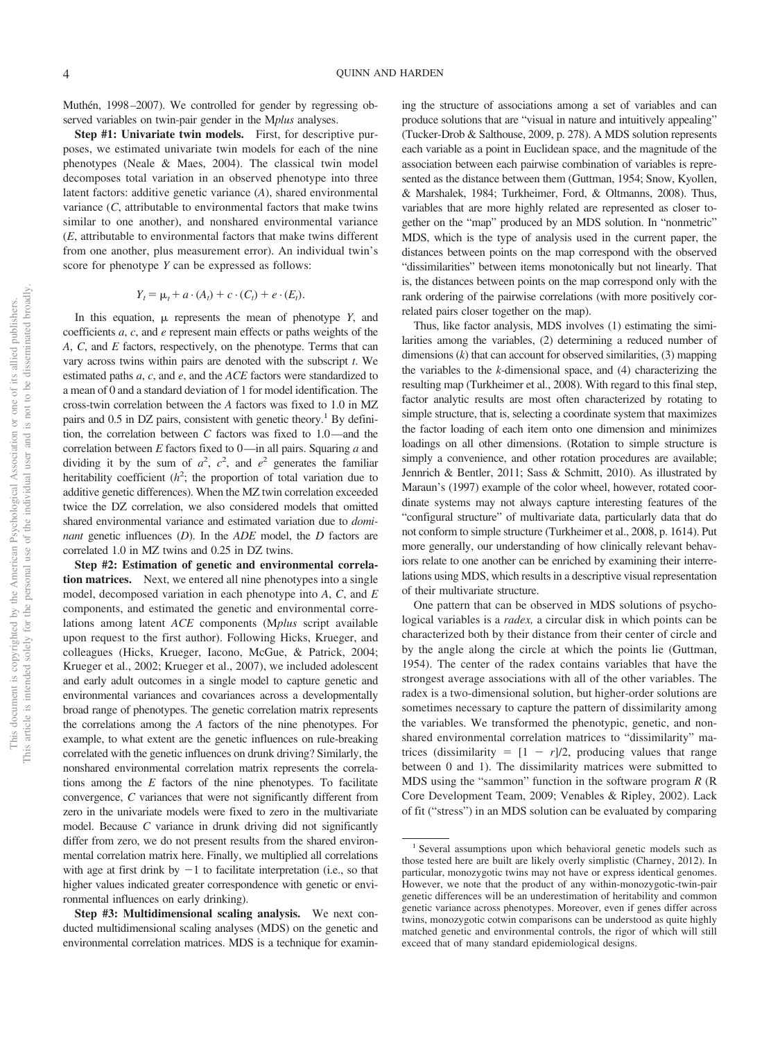Muthén, 1998–2007). We controlled for gender by regressing observed variables on twin-pair gender in the M*plus* analyses.

**Step #1: Univariate twin models.** First, for descriptive purposes, we estimated univariate twin models for each of the nine phenotypes (Neale & Maes, 2004). The classical twin model decomposes total variation in an observed phenotype into three latent factors: additive genetic variance (*A*), shared environmental variance (*C*, attributable to environmental factors that make twins similar to one another), and nonshared environmental variance (*E*, attributable to environmental factors that make twins different from one another, plus measurement error). An individual twin's score for phenotype *Y* can be expressed as follows:

$$Y_t = \mu_t + a \cdot (A_t) + c \cdot (C_t) + e \cdot (E_t).$$

In this equation, $\mu$ represents the mean of phenotype *Y*, and coefficients *a*, *c*, and *e* represent main effects or paths weights of the *A*, *C*, and *E* factors, respectively, on the phenotype. Terms that can vary across twins within pairs are denoted with the subscript *t*. We estimated paths *a*, *c*, and *e*, and the *ACE* factors were standardized to a mean of 0 and a standard deviation of 1 for model identification. The cross-twin correlation between the *A* factors was fixed to 1.0 in MZ pairs and 0.5 in DZ pairs, consistent with genetic theory.[1] By definition, the correlation between *C* factors was fixed to 1.0—and the correlation between *E* factors fixed to 0—in all pairs. Squaring *a* and dividing it by the sum of $a^2$, $c^2$, and $e^2$ generates the familiar heritability coefficient ($h^2$; the proportion of total variation due to additive genetic differences). When the MZ twin correlation exceeded twice the DZ correlation, we also considered models that omitted shared environmental variance and estimated variation due to *dominant* genetic influences (*D*). In the *ADE* model, the *D* factors are correlated 1.0 in MZ twins and 0.25 in DZ twins.

**Step #2: Estimation of genetic and environmental correlation matrices.** Next, we entered all nine phenotypes into a single model, decomposed variation in each phenotype into *A*, *C*, and *E* components, and estimated the genetic and environmental correlations among latent *ACE* components (M*plus* script available upon request to the first author). Following Hicks, Krueger, and colleagues (Hicks, Krueger, Iacono, McGue, & Patrick, 2004; Krueger et al., 2002; Krueger et al., 2007), we included adolescent and early adult outcomes in a single model to capture genetic and environmental variances and covariances across a developmentally broad range of phenotypes. The genetic correlation matrix represents the correlations among the *A* factors of the nine phenotypes. For example, to what extent are the genetic influences on rule-breaking correlated with the genetic influences on drunk driving? Similarly, the nonshared environmental correlation matrix represents the correlations among the *E* factors of the nine phenotypes. To facilitate convergence, *C* variances that were not significantly different from zero in the univariate models were fixed to zero in the multivariate model. Because *C* variance in drunk driving did not significantly differ from zero, we do not present results from the shared environmental correlation matrix here. Finally, we multiplied all correlations with age at first drink by −1 to facilitate interpretation (i.e., so that higher values indicated greater correspondence with genetic or environmental influences on early drinking).

**Step #3: Multidimensional scaling analysis.** We next conducted multidimensional scaling analyses (MDS) on the genetic and environmental correlation matrices. MDS is a technique for examining the structure of associations among a set of variables and can produce solutions that are "visual in nature and intuitively appealing" (Tucker-Drob & Salthouse, 2009, p. 278). A MDS solution represents each variable as a point in Euclidean space, and the magnitude of the association between each pairwise combination of variables is represented as the distance between them (Guttman, 1954; Snow, Kyollen, & Marshalek, 1984; Turkheimer, Ford, & Oltmanns, 2008). Thus, variables that are more highly related are represented as closer together on the "map" produced by an MDS solution. In "nonmetric" MDS, which is the type of analysis used in the current paper, the distances between points on the map correspond with the observed "dissimilarities" between items monotonically but not linearly. That is, the distances between points on the map correspond only with the rank ordering of the pairwise correlations (with more positively correlated pairs closer together on the map).

Thus, like factor analysis, MDS involves (1) estimating the similarities among the variables, (2) determining a reduced number of dimensions (*k*) that can account for observed similarities, (3) mapping the variables to the *k*-dimensional space, and (4) characterizing the resulting map (Turkheimer et al., 2008). With regard to this final step, factor analytic results are most often characterized by rotating to simple structure, that is, selecting a coordinate system that maximizes the factor loading of each item onto one dimension and minimizes loadings on all other dimensions. (Rotation to simple structure is simply a convenience, and other rotation procedures are available; Jennrich & Bentler, 2011; Sass & Schmitt, 2010). As illustrated by Maraun's (1997) example of the color wheel, however, rotated coordinate systems may not always capture interesting features of the "configural structure" of multivariate data, particularly data that do not conform to simple structure (Turkheimer et al., 2008, p. 1614). Put more generally, our understanding of how clinically relevant behaviors relate to one another can be enriched by examining their interrelations using MDS, which results in a descriptive visual representation of their multivariate structure.

One pattern that can be observed in MDS solutions of psychological variables is a *radex,* a circular disk in which points can be characterized both by their distance from their center of circle and by the angle along the circle at which the points lie (Guttman, 1954). The center of the radex contains variables that have the strongest average associations with all of the other variables. The radex is a two-dimensional solution, but higher-order solutions are sometimes necessary to capture the pattern of dissimilarity among the variables. We transformed the phenotypic, genetic, and nonshared environmental correlation matrices to "dissimilarity" matrices (dissimilarity = $[1 - r]/2$, producing values that range between 0 and 1). The dissimilarity matrices were submitted to MDS using the "sammon" function in the software program *R* (R Core Development Team, 2009; Venables & Ripley, 2002). Lack of fit ("stress") in an MDS solution can be evaluated by comparing

[1] Several assumptions upon which behavioral genetic models such as those tested here are built are likely overly simplistic (Charney, 2012). In particular, monozygotic twins may not have or express identical genomes. However, we note that the product of any within-monozygotic-twin-pair genetic differences will be an underestimation of heritability and common genetic variance across phenotypes. Moreover, even if genes differ across twins, monozygotic cotwin comparisons can be understood as quite highly matched genetic and environmental controls, the rigor of which will still exceed that of many standard epidemiological designs.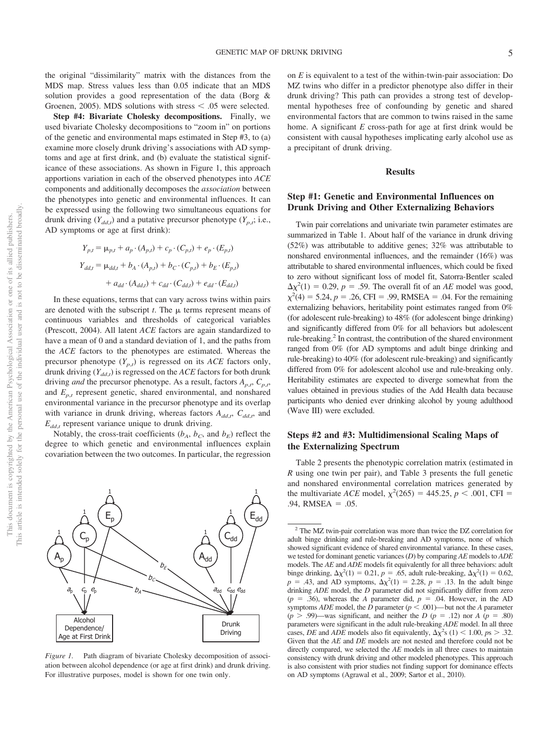the original "dissimilarity" matrix with the distances from the MDS map. Stress values less than 0.05 indicate that an MDS solution provides a good representation of the data (Borg & Groenen, 2005). MDS solutions with stress < .05 were selected.

**Step #4: Bivariate Cholesky decompositions.** Finally, we used bivariate Cholesky decompositions to "zoom in" on portions of the genetic and environmental maps estimated in Step #3, to (a) examine more closely drunk driving's associations with AD symptoms and age at first drink, and (b) evaluate the statistical significance of these associations. As shown in Figure 1, this approach apportions variation in each of the observed phenotypes into *ACE* components and additionally decomposes the *association* between the phenotypes into genetic and environmental influences. It can be expressed using the following two simultaneous equations for drunk driving ($Y_{dd,t}$) and a putative precursor phenotype ($Y_{p,t}$; i.e., AD symptoms or age at first drink):

$$Y_{p,t} = \mu_{p,t} + a_p \cdot (A_{p,t}) + c_p \cdot (C_{p,t}) + e_p \cdot (E_{p,t})$$

$$Y_{dd,t} = \mu_{dd,t} + b_A \cdot (A_{p,t}) + b_C \cdot (C_{p,t}) + b_E \cdot (E_{p,t}) + a_{dd} \cdot (A_{dd,t}) + c_{dd} \cdot (C_{dd,t}) + e_{dd} \cdot (E_{dd,t})$$

In these equations, terms that can vary across twins within pairs are denoted with the subscript $t$. The $\mu$ terms represent means of continuous variables and thresholds of categorical variables (Prescott, 2004). All latent *ACE* factors are again standardized to have a mean of 0 and a standard deviation of 1, and the paths from the *ACE* factors to the phenotypes are estimated. Whereas the precursor phenotype ($Y_{p,t}$) is regressed on its *ACE* factors only, drunk driving ($Y_{dd,t}$) is regressed on the *ACE* factors for both drunk driving *and* the precursor phenotype. As a result, factors $A_{p,t}$, $C_{p,t}$, and $E_{p,t}$ represent genetic, shared environmental, and nonshared environmental variance in the precursor phenotype and its overlap with variance in drunk driving, whereas factors $A_{dd,t}$, $C_{dd,t}$, and $E_{dd,t}$ represent variance unique to drunk driving.

Notably, the cross-trait coefficients ($b_A$, $b_C$, and $b_E$) reflect the degree to which genetic and environmental influences explain covariation between the two outcomes. In particular, the regression on $E$ is equivalent to a test of the within-twin-pair association: Do MZ twins who differ in a predictor phenotype also differ in their drunk driving? This path can provides a strong test of developmental hypotheses free of confounding by genetic and shared environmental factors that are common to twins raised in the same home. A significant $E$ cross-path for age at first drink would be consistent with causal hypotheses implicating early alcohol use as a precipitant of drunk driving.

*Figure 1.* Path diagram of bivariate Cholesky decomposition of association between alcohol dependence (or age at first drink) and drunk driving. For illustrative purposes, model is shown for one twin only.

## Results

### Step #1: Genetic and Environmental Influences on Drunk Driving and Other Externalizing Behaviors

Twin pair correlations and univariate twin parameter estimates are summarized in Table 1. About half of the variance in drunk driving (52%) was attributable to additive genes; 32% was attributable to nonshared environmental influences, and the remainder (16%) was attributable to shared environmental influences, which could be fixed to zero without significant loss of model fit, Satorra-Bentler scaled $\Delta\chi^2(1) = 0.29$, $p = .59$. The overall fit of an *AE* model was good, $\chi^2(4) = 5.24$, $p = .26$, CFI = .99, RMSEA = .04. For the remaining externalizing behaviors, heritability point estimates ranged from 0% (for adolescent rule-breaking) to 48% (for adolescent binge drinking) and significantly differed from 0% for all behaviors but adolescent rule-breaking.[2] In contrast, the contribution of the shared environment ranged from 0% (for AD symptoms and adult binge drinking and rule-breaking) to 40% (for adolescent rule-breaking) and significantly differed from 0% for adolescent alcohol use and rule-breaking only. Heritability estimates are expected to diverge somewhat from the values obtained in previous studies of the Add Health data because participants who denied ever drinking alcohol by young adulthood (Wave III) were excluded.

### Steps #2 and #3: Multidimensional Scaling Maps of the Externalizing Spectrum

Table 2 presents the phenotypic correlation matrix (estimated in *R* using one twin per pair), and Table 3 presents the full genetic and nonshared environmental correlation matrices generated by the multivariate *ACE* model, $\chi^2(265) = 445.25$, $p < .001$, CFI = .94, RMSEA = .05.

---

[2] The MZ twin-pair correlation was more than twice the DZ correlation for adult binge drinking and rule-breaking and AD symptoms, none of which showed significant evidence of shared environmental variance. In these cases, we tested for dominant genetic variances (*D*) by comparing *AE* models to *ADE* models. The *AE* and *ADE* models fit equivalently for all three behaviors: adult binge drinking, $\Delta\chi^2(1) = 0.21$, $p = .65$, adult rule-breaking, $\Delta\chi^2(1) = 0.62$, $p = .43$, and AD symptoms, $\Delta\chi^2(1) = 2.28$, $p = .13$. In the adult binge drinking *ADE* model, the *D* parameter did not significantly differ from zero ($p = .36$), whereas the *A* parameter did, $p = .04$. However, in the AD symptoms *ADE* model, the *D* parameter ($p < .001$)—but not the *A* parameter ($p > .99$)—was significant, and neither the *D* ($p = .12$) nor *A* ($p = .80$) parameters were significant in the adult rule-breaking *ADE* model. In all three cases, *DE* and *ADE* models also fit equivalently, $\Delta\chi^2$s $(1) < 1.00$, $p$s $> .32$. Given that the *AE* and *DE* models are not nested and therefore could not be directly compared, we selected the *AE* models in all three cases to maintain consistency with drunk driving and other modeled phenotypes. This approach is also consistent with prior studies not finding support for dominance effects on AD symptoms (Agrawal et al., 2009; Sartor et al., 2010).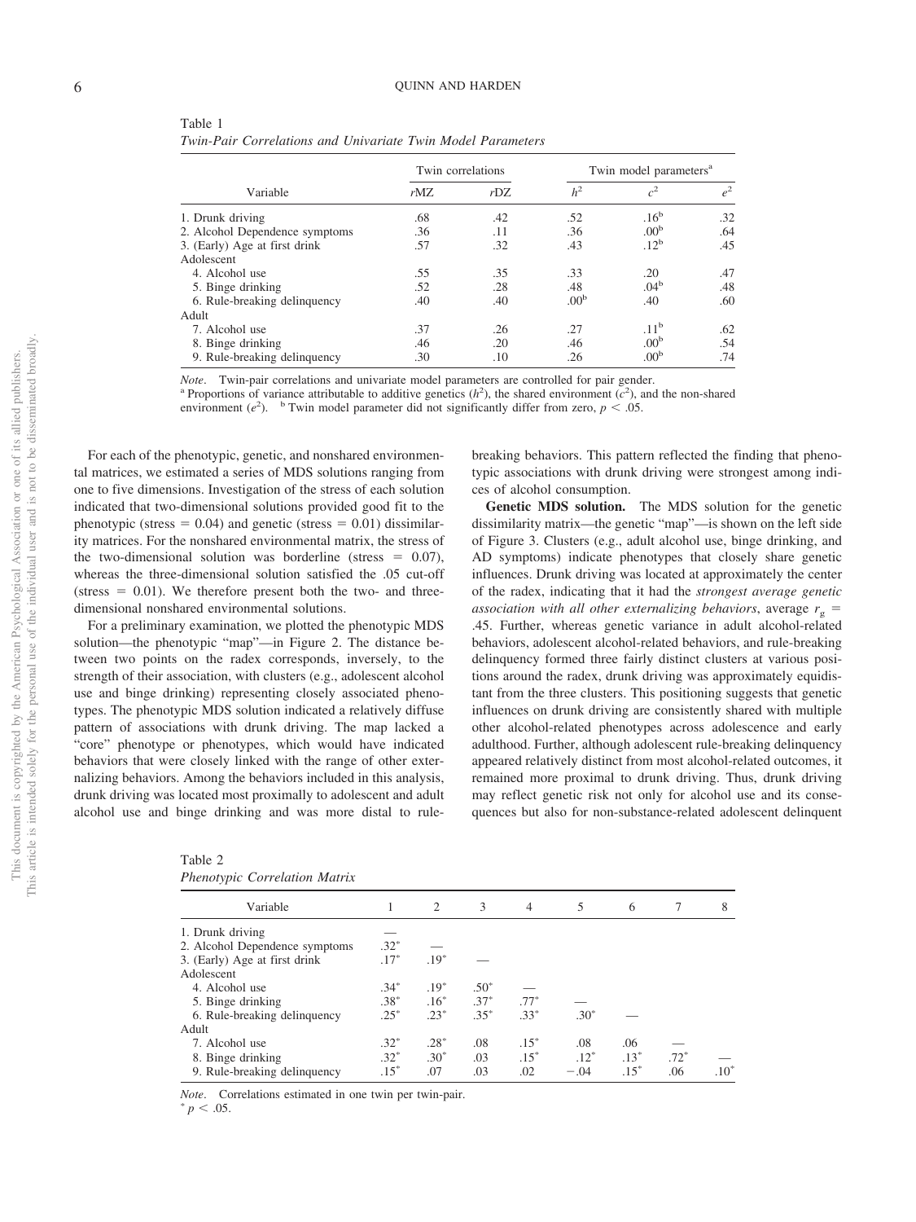Table 1
*Twin-Pair Correlations and Univariate Twin Model Parameters*

| Variable | Twin correlations | | Twin model parameters[a] | | |
|---|---|---|---|---|---|
| | *r*MZ | *r*DZ | $h^2$ | $c^2$ | $e^2$ |
| 1. Drunk driving | .68 | .42 | .52 | .16[b] | .32 |
| 2. Alcohol Dependence symptoms | .36 | .11 | .36 | .00[b] | .64 |
| 3. (Early) Age at first drink | .57 | .32 | .43 | .12[b] | .45 |
| Adolescent | | | | | |
| 4. Alcohol use | .55 | .35 | .33 | .20 | .47 |
| 5. Binge drinking | .52 | .28 | .48 | .04[b] | .48 |
| 6. Rule-breaking delinquency | .40 | .40 | .00[b] | .40 | .60 |
| Adult | | | | | |
| 7. Alcohol use | .37 | .26 | .27 | .11[b] | .62 |
| 8. Binge drinking | .46 | .20 | .46 | .00[b] | .54 |
| 9. Rule-breaking delinquency | .30 | .10 | .26 | .00[b] | .74 |

*Note*. Twin-pair correlations and univariate model parameters are controlled for pair gender.
[a] Proportions of variance attributable to additive genetics ($h^2$), the shared environment ($c^2$), and the non-shared environment ($e^2$). [b] Twin model parameter did not significantly differ from zero, $p < .05$.

For each of the phenotypic, genetic, and nonshared environmental matrices, we estimated a series of MDS solutions ranging from one to five dimensions. Investigation of the stress of each solution indicated that two-dimensional solutions provided good fit to the phenotypic (stress = 0.04) and genetic (stress = 0.01) dissimilarity matrices. For the nonshared environmental matrix, the stress of the two-dimensional solution was borderline (stress = 0.07), whereas the three-dimensional solution satisfied the .05 cut-off (stress = 0.01). We therefore present both the two- and three-dimensional nonshared environmental solutions.

For a preliminary examination, we plotted the phenotypic MDS solution—the phenotypic "map"—in Figure 2. The distance between two points on the radex corresponds, inversely, to the strength of their association, with clusters (e.g., adolescent alcohol use and binge drinking) representing closely associated phenotypes. The phenotypic MDS solution indicated a relatively diffuse pattern of associations with drunk driving. The map lacked a "core" phenotype or phenotypes, which would have indicated behaviors that were closely linked with the range of other externalizing behaviors. Among the behaviors included in this analysis, drunk driving was located most proximally to adolescent and adult alcohol use and binge drinking and was more distal to rule-breaking behaviors. This pattern reflected the finding that phenotypic associations with drunk driving were strongest among indices of alcohol consumption.

**Genetic MDS solution.** The MDS solution for the genetic dissimilarity matrix—the genetic "map"—is shown on the left side of Figure 3. Clusters (e.g., adult alcohol use, binge drinking, and AD symptoms) indicate phenotypes that closely share genetic influences. Drunk driving was located at approximately the center of the radex, indicating that it had the *strongest average genetic association with all other externalizing behaviors*, average $r_g$ = .45. Further, whereas genetic variance in adult alcohol-related behaviors, adolescent alcohol-related behaviors, and rule-breaking delinquency formed three fairly distinct clusters at various positions around the radex, drunk driving was approximately equidistant from the three clusters. This positioning suggests that genetic influences on drunk driving are consistently shared with multiple other alcohol-related phenotypes across adolescence and early adulthood. Further, although adolescent rule-breaking delinquency appeared relatively distinct from most alcohol-related outcomes, it remained more proximal to drunk driving. Thus, drunk driving may reflect genetic risk not only for alcohol use and its consequences but also for non-substance-related adolescent delinquent

Table 2
*Phenotypic Correlation Matrix*

| Variable | 1 | 2 | 3 | 4 | 5 | 6 | 7 | 8 |
|---|---|---|---|---|---|---|---|---|
| 1. Drunk driving | — | | | | | | | |
| 2. Alcohol Dependence symptoms | .32* | — | | | | | | |
| 3. (Early) Age at first drink | .17* | .19* | — | | | | | |
| Adolescent | | | | | | | | |
| 4. Alcohol use | .34* | .19* | .50* | — | | | | |
| 5. Binge drinking | .38* | .16* | .37* | .77* | — | | | |
| 6. Rule-breaking delinquency | .25* | .23* | .35* | .33* | .30* | — | | |
| Adult | | | | | | | | |
| 7. Alcohol use | .32* | .28* | .08 | .15* | .08 | .06 | — | |
| 8. Binge drinking | .32* | .30* | .03 | .15* | .12* | .13* | .72* | — |
| 9. Rule-breaking delinquency | .15* | .07 | .03 | .02 | −.04 | .15* | .06 | .10* |

*Note*. Correlations estimated in one twin per twin-pair.
* $p < .05$.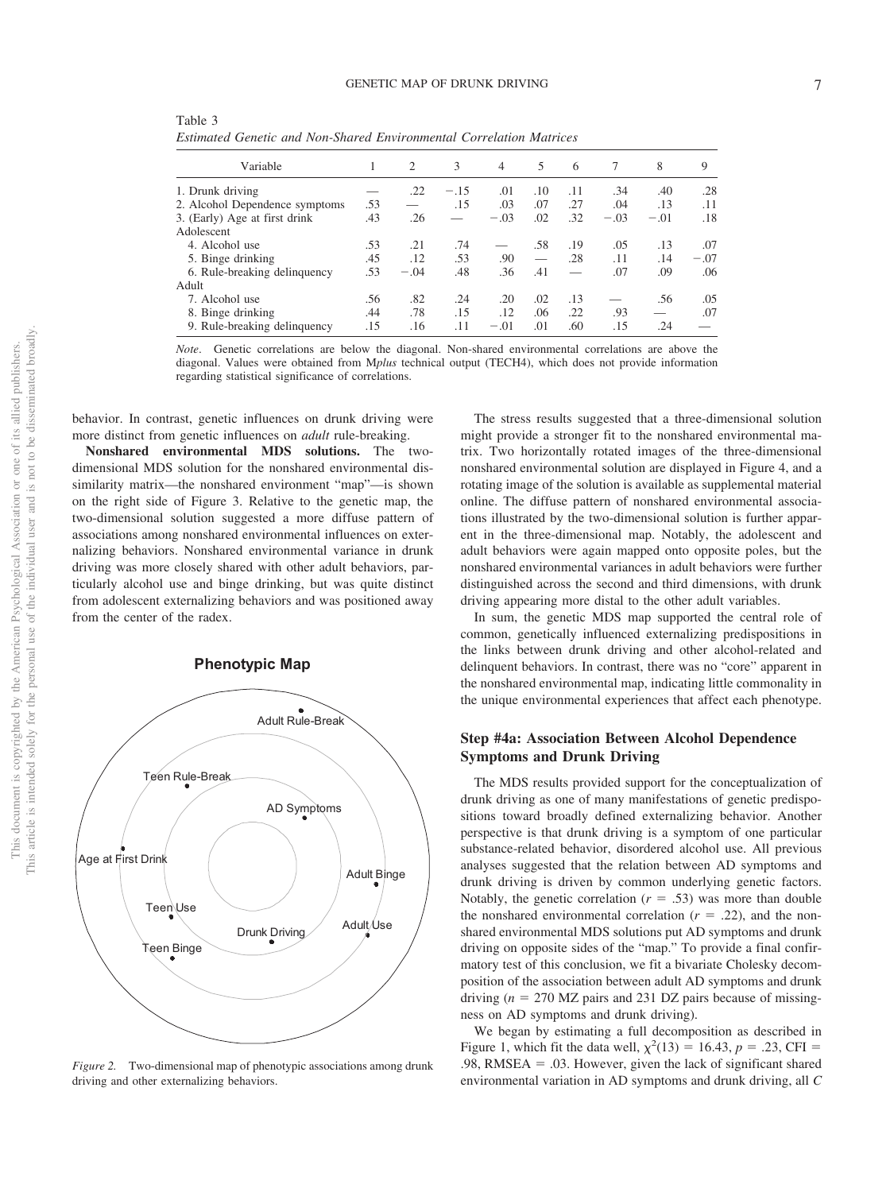Table 3
*Estimated Genetic and Non-Shared Environmental Correlation Matrices*

| Variable | 1 | 2 | 3 | 4 | 5 | 6 | 7 | 8 | 9 |
|---|---|---|---|---|---|---|---|---|---|
| 1. Drunk driving | — | .22 | −.15 | .01 | .10 | .11 | .34 | .40 | .28 |
| 2. Alcohol Dependence symptoms | .53 | — | .15 | .03 | .07 | .27 | .04 | .13 | .11 |
| 3. (Early) Age at first drink | .43 | .26 | — | −.03 | .02 | .32 | −.03 | −.01 | .18 |
| Adolescent | | | | | | | | | |
| 4. Alcohol use | .53 | .21 | .74 | — | .58 | .19 | .05 | .13 | .07 |
| 5. Binge drinking | .45 | .12 | .53 | .90 | — | .28 | .11 | .14 | −.07 |
| 6. Rule-breaking delinquency | .53 | −.04 | .48 | .36 | .41 | — | .07 | .09 | .06 |
| Adult | | | | | | | | | |
| 7. Alcohol use | .56 | .82 | .24 | .20 | .02 | .13 | — | .56 | .05 |
| 8. Binge drinking | .44 | .78 | .15 | .12 | .06 | .22 | .93 | — | .07 |
| 9. Rule-breaking delinquency | .15 | .16 | .11 | −.01 | .01 | .60 | .15 | .24 | — |

*Note*. Genetic correlations are below the diagonal. Non-shared environmental correlations are above the diagonal. Values were obtained from M*plus* technical output (TECH4), which does not provide information regarding statistical significance of correlations.

behavior. In contrast, genetic influences on drunk driving were more distinct from genetic influences on *adult* rule-breaking.

**Nonshared environmental MDS solutions.** The two-dimensional MDS solution for the nonshared environmental dissimilarity matrix—the nonshared environment "map"—is shown on the right side of Figure 3. Relative to the genetic map, the two-dimensional solution suggested a more diffuse pattern of associations among nonshared environmental influences on externalizing behaviors. Nonshared environmental variance in drunk driving was more closely shared with other adult behaviors, particularly alcohol use and binge drinking, but was quite distinct from adolescent externalizing behaviors and was positioned away from the center of the radex.

**Phenotypic Map**

Adult Rule-Break

Teen Rule-Break

AD Symptoms

Age at First Drink

Adult Binge

Teen Use

Adult Use

Drunk Driving

Teen Binge

*Figure 2.* Two-dimensional map of phenotypic associations among drunk driving and other externalizing behaviors.

The stress results suggested that a three-dimensional solution might provide a stronger fit to the nonshared environmental matrix. Two horizontally rotated images of the three-dimensional nonshared environmental solution are displayed in Figure 4, and a rotating image of the solution is available as supplemental material online. The diffuse pattern of nonshared environmental associations illustrated by the two-dimensional solution is further apparent in the three-dimensional map. Notably, the adolescent and adult behaviors were again mapped onto opposite poles, but the nonshared environmental variances in adult behaviors were further distinguished across the second and third dimensions, with drunk driving appearing more distal to the other adult variables.

In sum, the genetic MDS map supported the central role of common, genetically influenced externalizing predispositions in the links between drunk driving and other alcohol-related and delinquent behaviors. In contrast, there was no "core" apparent in the nonshared environmental map, indicating little commonality in the unique environmental experiences that affect each phenotype.

### Step #4a: Association Between Alcohol Dependence Symptoms and Drunk Driving

The MDS results provided support for the conceptualization of drunk driving as one of many manifestations of genetic predispositions toward broadly defined externalizing behavior. Another perspective is that drunk driving is a symptom of one particular substance-related behavior, disordered alcohol use. All previous analyses suggested that the relation between AD symptoms and drunk driving is driven by common underlying genetic factors. Notably, the genetic correlation ($r = .53$) was more than double the nonshared environmental correlation ($r = .22$), and the nonshared environmental MDS solutions put AD symptoms and drunk driving on opposite sides of the "map." To provide a final confirmatory test of this conclusion, we fit a bivariate Cholesky decomposition of the association between adult AD symptoms and drunk driving ($n = 270$ MZ pairs and 231 DZ pairs because of missingness on AD symptoms and drunk driving).

We began by estimating a full decomposition as described in Figure 1, which fit the data well, $\chi^2(13) = 16.43$, $p = .23$, CFI $=$ .98, RMSEA $=$ .03. However, given the lack of significant shared environmental variation in AD symptoms and drunk driving, all *C*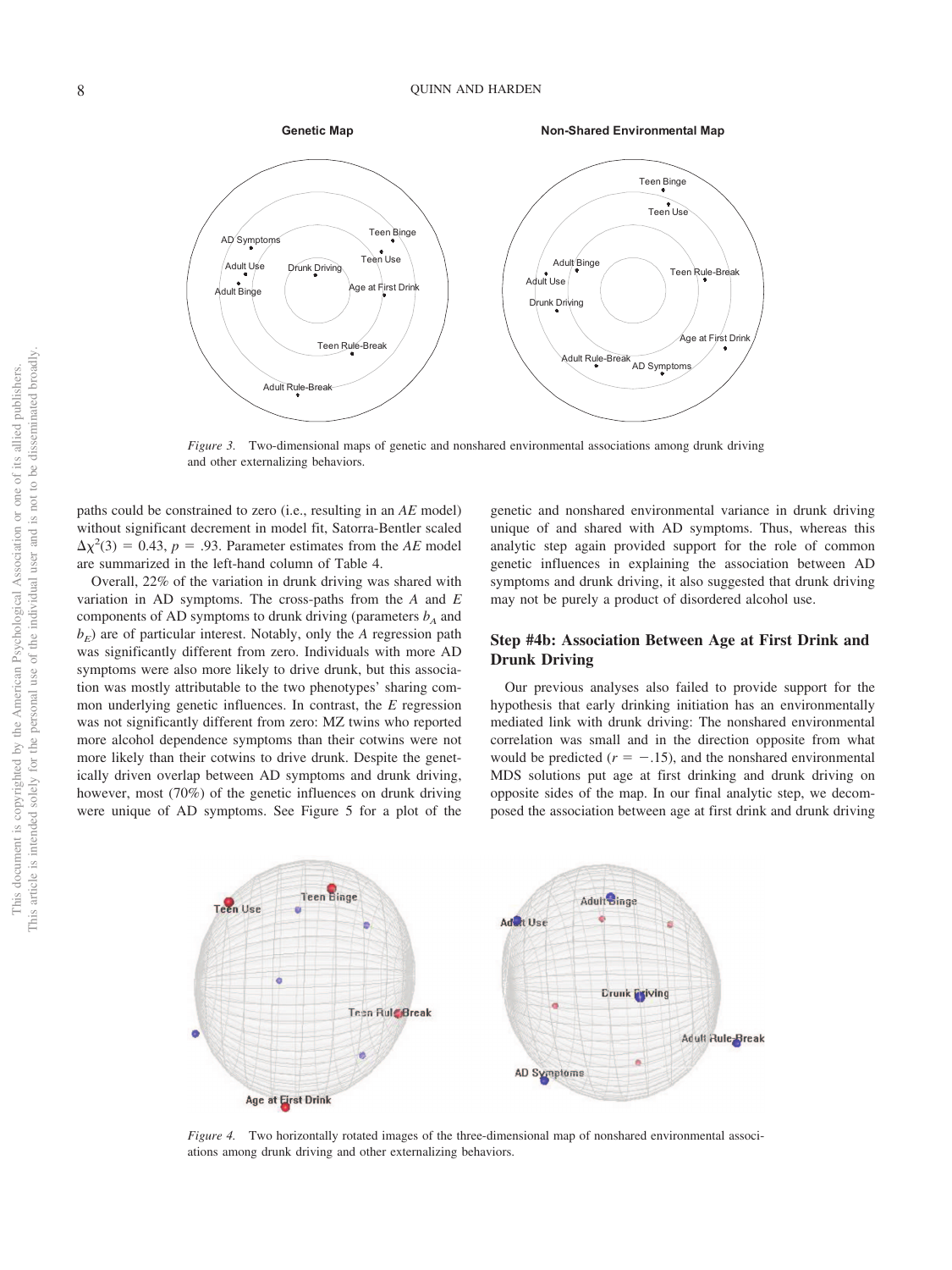Figure 3. Two-dimensional maps of genetic and nonshared environmental associations among drunk driving and other externalizing behaviors.

paths could be constrained to zero (i.e., resulting in an *AE* model) without significant decrement in model fit, Satorra-Bentler scaled $\Delta\chi^2(3) = 0.43$, $p = .93$. Parameter estimates from the *AE* model are summarized in the left-hand column of Table 4.

Overall, 22% of the variation in drunk driving was shared with variation in AD symptoms. The cross-paths from the *A* and *E* components of AD symptoms to drunk driving (parameters $b_A$ and $b_E$) are of particular interest. Notably, only the *A* regression path was significantly different from zero. Individuals with more AD symptoms were also more likely to drive drunk, but this association was mostly attributable to the two phenotypes' sharing common underlying genetic influences. In contrast, the *E* regression was not significantly different from zero: MZ twins who reported more alcohol dependence symptoms than their cotwins were not more likely than their cotwins to drive drunk. Despite the genetically driven overlap between AD symptoms and drunk driving, however, most (70%) of the genetic influences on drunk driving were unique of AD symptoms. See Figure 5 for a plot of the genetic and nonshared environmental variance in drunk driving unique of and shared with AD symptoms. Thus, whereas this analytic step again provided support for the role of common genetic influences in explaining the association between AD symptoms and drunk driving, it also suggested that drunk driving may not be purely a product of disordered alcohol use.

## Step #4b: Association Between Age at First Drink and Drunk Driving

Our previous analyses also failed to provide support for the hypothesis that early drinking initiation has an environmentally mediated link with drunk driving: The nonshared environmental correlation was small and in the direction opposite from what would be predicted ($r = -.15$), and the nonshared environmental MDS solutions put age at first drinking and drunk driving on opposite sides of the map. In our final analytic step, we decomposed the association between age at first drink and drunk driving

Figure 4. Two horizontally rotated images of the three-dimensional map of nonshared environmental associations among drunk driving and other externalizing behaviors.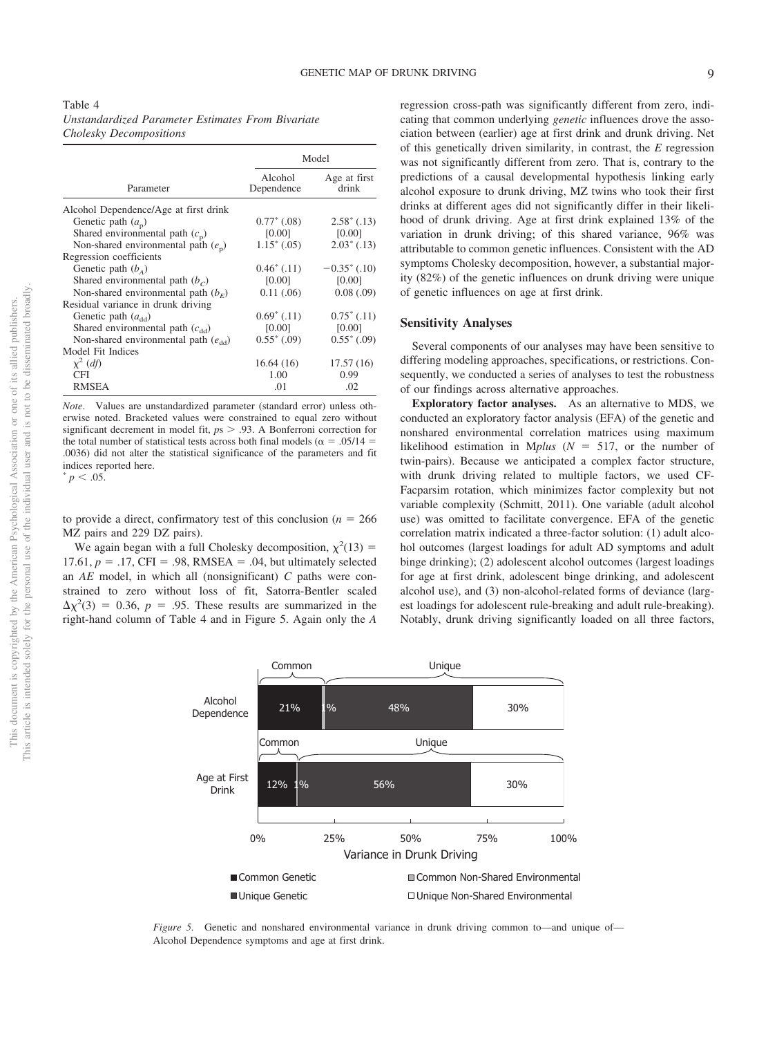Table 4
*Unstandardized Parameter Estimates From Bivariate Cholesky Decompositions*

| Parameter | Model | |
|---|---|---|
| | Alcohol Dependence | Age at first drink |
| Alcohol Dependence/Age at first drink | | |
| Genetic path ($a_p$) | $0.77^*$ (.08) | $2.58^*$ (.13) |
| Shared environmental path ($c_p$) | [0.00] | [0.00] |
| Non-shared environmental path ($e_p$) | $1.15^*$ (.05) | $2.03^*$ (.13) |
| Regression coefficients | | |
| Genetic path ($b_A$) | $0.46^*$ (.11) | $-0.35^*$ (.10) |
| Shared environmental path ($b_C$) | [0.00] | [0.00] |
| Non-shared environmental path ($b_E$) | 0.11 (.06) | 0.08 (.09) |
| Residual variance in drunk driving | | |
| Genetic path ($a_{dd}$) | $0.69^*$ (.11) | $0.75^*$ (.11) |
| Shared environmental path ($c_{dd}$) | [0.00] | [0.00] |
| Non-shared environmental path ($e_{dd}$) | $0.55^*$ (.09) | $0.55^*$ (.09) |
| Model Fit Indices | | |
| $\chi^2$ (*df*) | 16.64 (16) | 17.57 (16) |
| CFI | 1.00 | 0.99 |
| RMSEA | .01 | .02 |

*Note*. Values are unstandardized parameter (standard error) unless otherwise noted. Bracketed values were constrained to equal zero without significant decrement in model fit, $ps > .93$. A Bonferroni correction for the total number of statistical tests across both final models ($\alpha = .05/14 = .0036$) did not alter the statistical significance of the parameters and fit indices reported here.
$^*$ $p < .05$.

to provide a direct, confirmatory test of this conclusion ($n = 266$ MZ pairs and 229 DZ pairs).

We again began with a full Cholesky decomposition, $\chi^2(13) = 17.61$, $p = .17$, CFI $= .98$, RMSEA $= .04$, but ultimately selected an *AE* model, in which all (nonsignificant) *C* paths were constrained to zero without loss of fit, Satorra-Bentler scaled $\Delta\chi^2(3) = 0.36$, $p = .95$. These results are summarized in the right-hand column of Table 4 and in Figure 5. Again only the *A* regression cross-path was significantly different from zero, indicating that common underlying *genetic* influences drove the association between (earlier) age at first drink and drunk driving. Net of this genetically driven similarity, in contrast, the *E* regression was not significantly different from zero. That is, contrary to the predictions of a causal developmental hypothesis linking early alcohol exposure to drunk driving, MZ twins who took their first drinks at different ages did not significantly differ in their likelihood of drunk driving. Age at first drink explained 13% of the variation in drunk driving; of this shared variance, 96% was attributable to common genetic influences. Consistent with the AD symptoms Cholesky decomposition, however, a substantial majority (82%) of the genetic influences on drunk driving were unique of genetic influences on age at first drink.

## Sensitivity Analyses

Several components of our analyses may have been sensitive to differing modeling approaches, specifications, or restrictions. Consequently, we conducted a series of analyses to test the robustness of our findings across alternative approaches.

**Exploratory factor analyses.** As an alternative to MDS, we conducted an exploratory factor analysis (EFA) of the genetic and nonshared environmental correlation matrices using maximum likelihood estimation in M*plus* ($N = 517$, or the number of twin-pairs). Because we anticipated a complex factor structure, with drunk driving related to multiple factors, we used CF-Facparsim rotation, which minimizes factor complexity but not variable complexity (Schmitt, 2011). One variable (adult alcohol use) was omitted to facilitate convergence. EFA of the genetic correlation matrix indicated a three-factor solution: (1) adult alcohol outcomes (largest loadings for adult AD symptoms and adult binge drinking); (2) adolescent alcohol outcomes (largest loadings for age at first drink, adolescent binge drinking, and adolescent alcohol use), and (3) non-alcohol-related forms of deviance (largest loadings for adolescent rule-breaking and adult rule-breaking). Notably, drunk driving significantly loaded on all three factors,

*Figure 5*. Genetic and nonshared environmental variance in drunk driving common to—and unique of—Alcohol Dependence symptoms and age at first drink.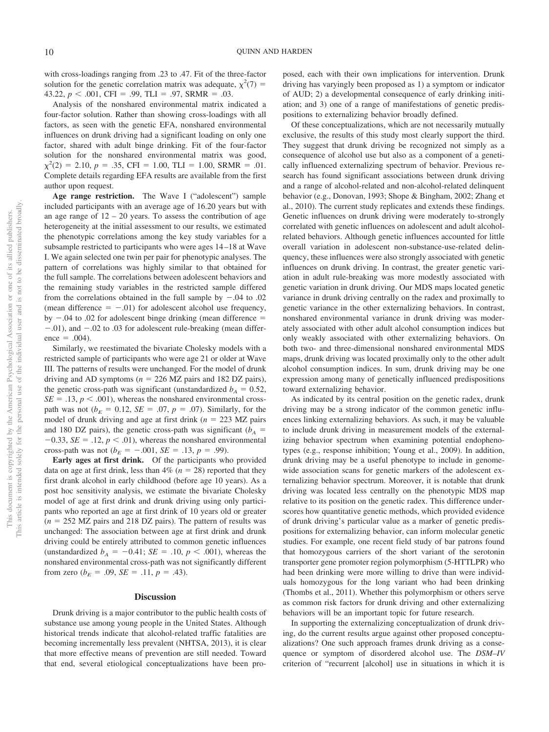with cross-loadings ranging from .23 to .47. Fit of the three-factor solution for the genetic correlation matrix was adequate, $\chi^2(7) = 43.22$, $p < .001$, CFI = .99, TLI = .97, SRMR = .03.

Analysis of the nonshared environmental matrix indicated a four-factor solution. Rather than showing cross-loadings with all factors, as seen with the genetic EFA, nonshared environmental influences on drunk driving had a significant loading on only one factor, shared with adult binge drinking. Fit of the four-factor solution for the nonshared environmental matrix was good, $\chi^2(2) = 2.10$, $p = .35$, CFI = 1.00, TLI = 1.00, SRMR = .01. Complete details regarding EFA results are available from the first author upon request.

**Age range restriction.** The Wave I ("adolescent") sample included participants with an average age of 16.20 years but with an age range of 12 – 20 years. To assess the contribution of age heterogeneity at the initial assessment to our results, we estimated the phenotypic correlations among the key study variables for a subsample restricted to participants who were ages 14–18 at Wave I. We again selected one twin per pair for phenotypic analyses. The pattern of correlations was highly similar to that obtained for the full sample. The correlations between adolescent behaviors and the remaining study variables in the restricted sample differed from the correlations obtained in the full sample by −.04 to .02 (mean difference = −.01) for adolescent alcohol use frequency, by −.04 to .02 for adolescent binge drinking (mean difference = −.01), and −.02 to .03 for adolescent rule-breaking (mean difference = .004).

Similarly, we reestimated the bivariate Cholesky models with a restricted sample of participants who were age 21 or older at Wave III. The patterns of results were unchanged. For the model of drunk driving and AD symptoms ($n = 226$ MZ pairs and 182 DZ pairs), the genetic cross-path was significant (unstandardized $b_A = 0.52$, $SE = .13$, $p < .001$), whereas the nonshared environmental cross-path was not ($b_E = 0.12$, $SE = .07$, $p = .07$). Similarly, for the model of drunk driving and age at first drink ($n = 223$ MZ pairs and 180 DZ pairs), the genetic cross-path was significant ($b_A = -0.33$, $SE = .12$, $p < .01$), whereas the nonshared environmental cross-path was not ($b_E = -.001$, $SE = .13$, $p = .99$).

**Early ages at first drink.** Of the participants who provided data on age at first drink, less than 4% ($n = 28$) reported that they first drank alcohol in early childhood (before age 10 years). As a post hoc sensitivity analysis, we estimate the bivariate Cholesky model of age at first drink and drunk driving using only participants who reported an age at first drink of 10 years old or greater ($n = 252$ MZ pairs and 218 DZ pairs). The pattern of results was unchanged: The association between age at first drink and drunk driving could be entirely attributed to common genetic influences (unstandardized $b_A = -0.41$; $SE = .10$, $p < .001$), whereas the nonshared environmental cross-path was not significantly different from zero ($b_E = .09$, $SE = .11$, $p = .43$).

## Discussion

Drunk driving is a major contributor to the public health costs of substance use among young people in the United States. Although historical trends indicate that alcohol-related traffic fatalities are becoming incrementally less prevalent (NHTSA, 2013), it is clear that more effective means of prevention are still needed. Toward that end, several etiological conceptualizations have been proposed, each with their own implications for intervention. Drunk driving has varyingly been proposed as 1) a symptom or indicator of AUD; 2) a developmental consequence of early drinking initiation; and 3) one of a range of manifestations of genetic predispositions to externalizing behavior broadly defined.

Of these conceptualizations, which are not necessarily mutually exclusive, the results of this study most clearly support the third. They suggest that drunk driving be recognized not simply as a consequence of alcohol use but also as a component of a genetically influenced externalizing spectrum of behavior. Previous research has found significant associations between drunk driving and a range of alcohol-related and non-alcohol-related delinquent behavior (e.g., Donovan, 1993; Shope & Bingham, 2002; Zhang et al., 2010). The current study replicates and extends these findings. Genetic influences on drunk driving were moderately to-strongly correlated with genetic influences on adolescent and adult alcohol-related behaviors. Although genetic influences accounted for little overall variation in adolescent non-substance-use-related delinquency, these influences were also strongly associated with genetic influences on drunk driving. In contrast, the greater genetic variation in adult rule-breaking was more modestly associated with genetic variation in drunk driving. Our MDS maps located genetic variance in drunk driving centrally on the radex and proximally to genetic variance in the other externalizing behaviors. In contrast, nonshared environmental variance in drunk driving was moderately associated with other adult alcohol consumption indices but only weakly associated with other externalizing behaviors. On both two- and three-dimensional nonshared environmental MDS maps, drunk driving was located proximally only to the other adult alcohol consumption indices. In sum, drunk driving may be one expression among many of genetically influenced predispositions toward externalizing behavior.

As indicated by its central position on the genetic radex, drunk driving may be a strong indicator of the common genetic influences linking externalizing behaviors. As such, it may be valuable to include drunk driving in measurement models of the externalizing behavior spectrum when examining potential endophenotypes (e.g., response inhibition; Young et al., 2009). In addition, drunk driving may be a useful phenotype to include in genomewide association scans for genetic markers of the adolescent externalizing behavior spectrum. Moreover, it is notable that drunk driving was located less centrally on the phenotypic MDS map relative to its position on the genetic radex. This difference underscores how quantitative genetic methods, which provided evidence of drunk driving's particular value as a marker of genetic predispositions for externalizing behavior, can inform molecular genetic studies. For example, one recent field study of bar patrons found that homozygous carriers of the short variant of the serotonin transporter gene promoter region polymorphism (5-HTTLPR) who had been drinking were more willing to drive than were individuals homozygous for the long variant who had been drinking (Thombs et al., 2011). Whether this polymorphism or others serve as common risk factors for drunk driving and other externalizing behaviors will be an important topic for future research.

In supporting the externalizing conceptualization of drunk driving, do the current results argue against other proposed conceptualizations? One such approach frames drunk driving as a consequence or symptom of disordered alcohol use. The *DSM–IV* criterion of "recurrent [alcohol] use in situations in which it is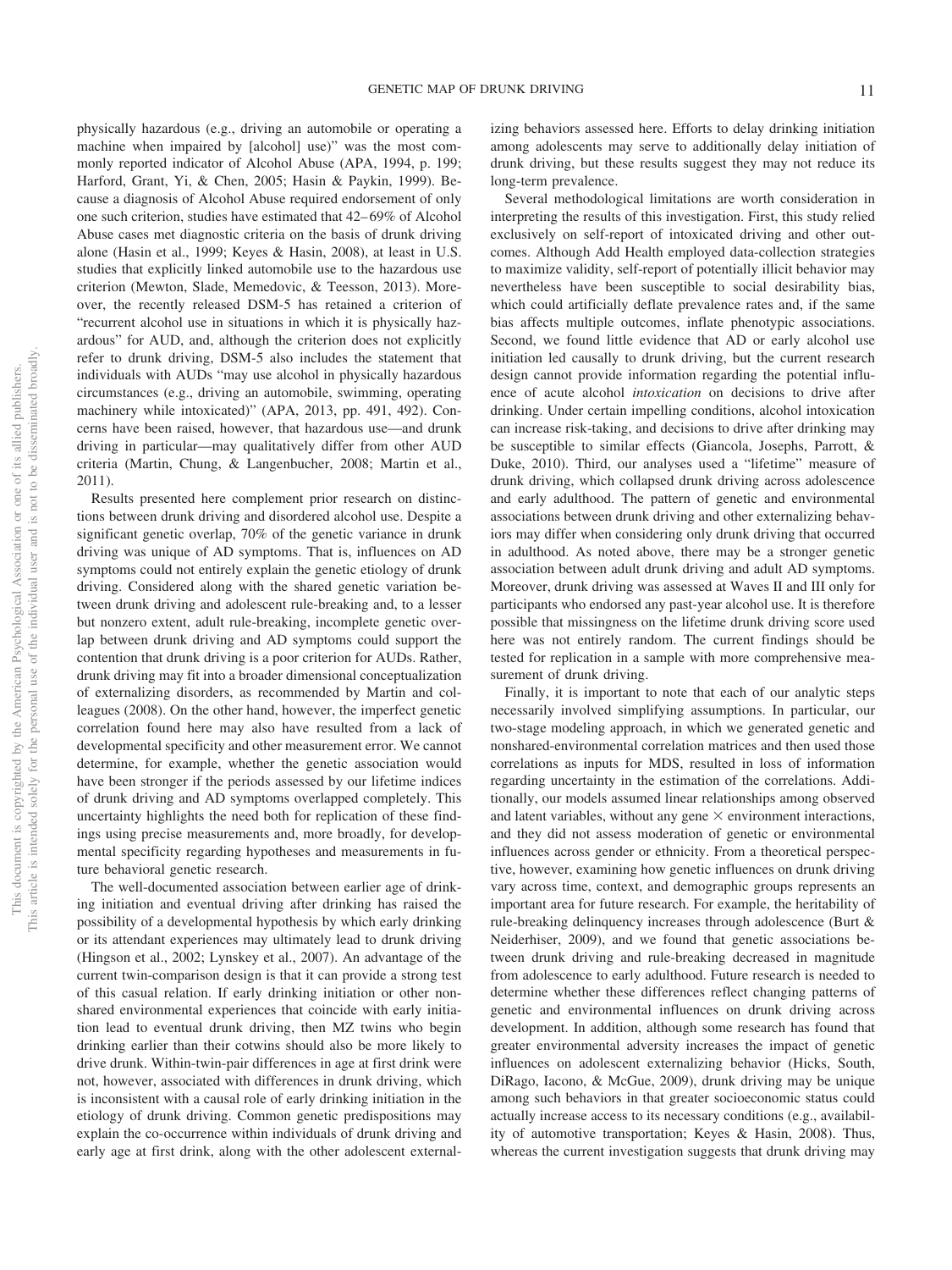physically hazardous (e.g., driving an automobile or operating a machine when impaired by [alcohol] use)" was the most commonly reported indicator of Alcohol Abuse (APA, 1994, p. 199; Harford, Grant, Yi, & Chen, 2005; Hasin & Paykin, 1999). Because a diagnosis of Alcohol Abuse required endorsement of only one such criterion, studies have estimated that 42–69% of Alcohol Abuse cases met diagnostic criteria on the basis of drunk driving alone (Hasin et al., 1999; Keyes & Hasin, 2008), at least in U.S. studies that explicitly linked automobile use to the hazardous use criterion (Mewton, Slade, Memedovic, & Teesson, 2013). Moreover, the recently released DSM-5 has retained a criterion of "recurrent alcohol use in situations in which it is physically hazardous" for AUD, and, although the criterion does not explicitly refer to drunk driving, DSM-5 also includes the statement that individuals with AUDs "may use alcohol in physically hazardous circumstances (e.g., driving an automobile, swimming, operating machinery while intoxicated)" (APA, 2013, pp. 491, 492). Concerns have been raised, however, that hazardous use—and drunk driving in particular—may qualitatively differ from other AUD criteria (Martin, Chung, & Langenbucher, 2008; Martin et al., 2011).

Results presented here complement prior research on distinctions between drunk driving and disordered alcohol use. Despite a significant genetic overlap, 70% of the genetic variance in drunk driving was unique of AD symptoms. That is, influences on AD symptoms could not entirely explain the genetic etiology of drunk driving. Considered along with the shared genetic variation between drunk driving and adolescent rule-breaking and, to a lesser but nonzero extent, adult rule-breaking, incomplete genetic overlap between drunk driving and AD symptoms could support the contention that drunk driving is a poor criterion for AUDs. Rather, drunk driving may fit into a broader dimensional conceptualization of externalizing disorders, as recommended by Martin and colleagues (2008). On the other hand, however, the imperfect genetic correlation found here may also have resulted from a lack of developmental specificity and other measurement error. We cannot determine, for example, whether the genetic association would have been stronger if the periods assessed by our lifetime indices of drunk driving and AD symptoms overlapped completely. This uncertainty highlights the need both for replication of these findings using precise measurements and, more broadly, for developmental specificity regarding hypotheses and measurements in future behavioral genetic research.

The well-documented association between earlier age of drinking initiation and eventual driving after drinking has raised the possibility of a developmental hypothesis by which early drinking or its attendant experiences may ultimately lead to drunk driving (Hingson et al., 2002; Lynskey et al., 2007). An advantage of the current twin-comparison design is that it can provide a strong test of this casual relation. If early drinking initiation or other nonshared environmental experiences that coincide with early initiation lead to eventual drunk driving, then MZ twins who begin drinking earlier than their cotwins should also be more likely to drive drunk. Within-twin-pair differences in age at first drink were not, however, associated with differences in drunk driving, which is inconsistent with a causal role of early drinking initiation in the etiology of drunk driving. Common genetic predispositions may explain the co-occurrence within individuals of drunk driving and early age at first drink, along with the other adolescent externalizing behaviors assessed here. Efforts to delay drinking initiation among adolescents may serve to additionally delay initiation of drunk driving, but these results suggest they may not reduce its long-term prevalence.

Several methodological limitations are worth consideration in interpreting the results of this investigation. First, this study relied exclusively on self-report of intoxicated driving and other outcomes. Although Add Health employed data-collection strategies to maximize validity, self-report of potentially illicit behavior may nevertheless have been susceptible to social desirability bias, which could artificially deflate prevalence rates and, if the same bias affects multiple outcomes, inflate phenotypic associations. Second, we found little evidence that AD or early alcohol use initiation led causally to drunk driving, but the current research design cannot provide information regarding the potential influence of acute alcohol *intoxication* on decisions to drive after drinking. Under certain impelling conditions, alcohol intoxication can increase risk-taking, and decisions to drive after drinking may be susceptible to similar effects (Giancola, Josephs, Parrott, & Duke, 2010). Third, our analyses used a "lifetime" measure of drunk driving, which collapsed drunk driving across adolescence and early adulthood. The pattern of genetic and environmental associations between drunk driving and other externalizing behaviors may differ when considering only drunk driving that occurred in adulthood. As noted above, there may be a stronger genetic association between adult drunk driving and adult AD symptoms. Moreover, drunk driving was assessed at Waves II and III only for participants who endorsed any past-year alcohol use. It is therefore possible that missingness on the lifetime drunk driving score used here was not entirely random. The current findings should be tested for replication in a sample with more comprehensive measurement of drunk driving.

Finally, it is important to note that each of our analytic steps necessarily involved simplifying assumptions. In particular, our two-stage modeling approach, in which we generated genetic and nonshared-environmental correlation matrices and then used those correlations as inputs for MDS, resulted in loss of information regarding uncertainty in the estimation of the correlations. Additionally, our models assumed linear relationships among observed and latent variables, without any gene × environment interactions, and they did not assess moderation of genetic or environmental influences across gender or ethnicity. From a theoretical perspective, however, examining how genetic influences on drunk driving vary across time, context, and demographic groups represents an important area for future research. For example, the heritability of rule-breaking delinquency increases through adolescence (Burt & Neiderhiser, 2009), and we found that genetic associations between drunk driving and rule-breaking decreased in magnitude from adolescence to early adulthood. Future research is needed to determine whether these differences reflect changing patterns of genetic and environmental influences on drunk driving across development. In addition, although some research has found that greater environmental adversity increases the impact of genetic influences on adolescent externalizing behavior (Hicks, South, DiRago, Iacono, & McGue, 2009), drunk driving may be unique among such behaviors in that greater socioeconomic status could actually increase access to its necessary conditions (e.g., availability of automotive transportation; Keyes & Hasin, 2008). Thus, whereas the current investigation suggests that drunk driving may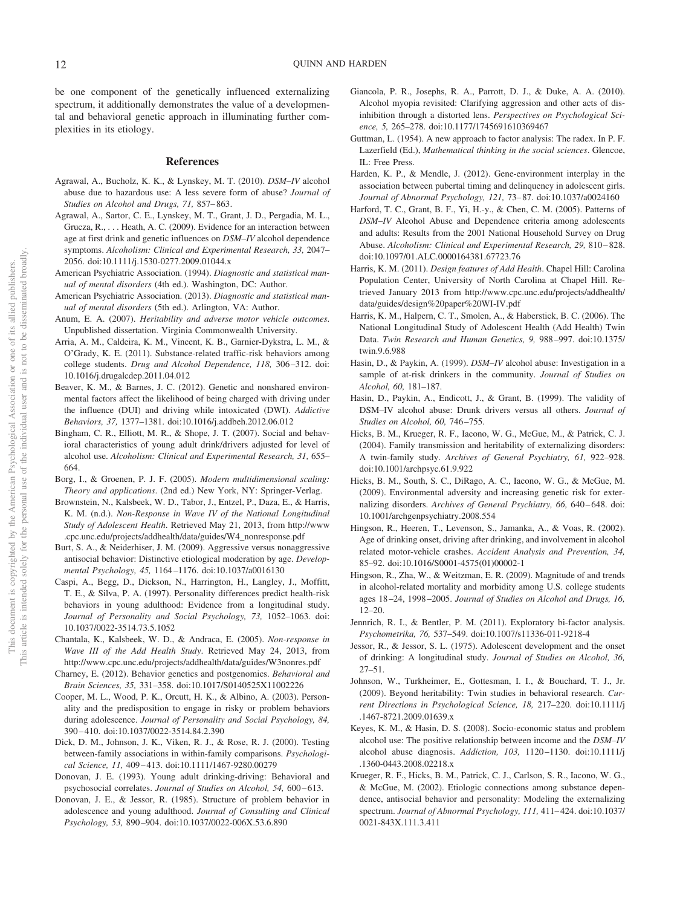be one component of the genetically influenced externalizing spectrum, it additionally demonstrates the value of a developmental and behavioral genetic approach in illuminating further complexities in its etiology.

## References

Agrawal, A., Bucholz, K. K., & Lynskey, M. T. (2010). *DSM–IV* alcohol abuse due to hazardous use: A less severe form of abuse? *Journal of Studies on Alcohol and Drugs, 71,* 857–863.

Agrawal, A., Sartor, C. E., Lynskey, M. T., Grant, J. D., Pergadia, M. L., Grucza, R., . . . Heath, A. C. (2009). Evidence for an interaction between age at first drink and genetic influences on *DSM–IV* alcohol dependence symptoms. *Alcoholism: Clinical and Experimental Research, 33,* 2047–2056. doi:10.1111/j.1530-0277.2009.01044.x

American Psychiatric Association. (1994). *Diagnostic and statistical manual of mental disorders* (4th ed.). Washington, DC: Author.

American Psychiatric Association. (2013). *Diagnostic and statistical manual of mental disorders* (5th ed.). Arlington, VA: Author.

Anum, E. A. (2007). *Heritability and adverse motor vehicle outcomes*. Unpublished dissertation. Virginia Commonwealth University.

Arria, A. M., Caldeira, K. M., Vincent, K. B., Garnier-Dykstra, L. M., & O'Grady, K. E. (2011). Substance-related traffic-risk behaviors among college students. *Drug and Alcohol Dependence, 118,* 306–312. doi:10.1016/j.drugalcdep.2011.04.012

Beaver, K. M., & Barnes, J. C. (2012). Genetic and nonshared environmental factors affect the likelihood of being charged with driving under the influence (DUI) and driving while intoxicated (DWI). *Addictive Behaviors, 37,* 1377–1381. doi:10.1016/j.addbeh.2012.06.012

Bingham, C. R., Elliott, M. R., & Shope, J. T. (2007). Social and behavioral characteristics of young adult drink/drivers adjusted for level of alcohol use. *Alcoholism: Clinical and Experimental Research, 31,* 655–664.

Borg, I., & Groenen, P. J. F. (2005). *Modern multidimensional scaling: Theory and applications*. (2nd ed.) New York, NY: Springer-Verlag.

Brownstein, N., Kalsbeek, W. D., Tabor, J., Entzel, P., Daza, E., & Harris, K. M. (n.d.). *Non-Response in Wave IV of the National Longitudinal Study of Adolescent Health*. Retrieved May 21, 2013, from http://www.cpc.unc.edu/projects/addhealth/data/guides/W4_nonresponse.pdf

Burt, S. A., & Neiderhiser, J. M. (2009). Aggressive versus nonaggressive antisocial behavior: Distinctive etiological moderation by age. *Developmental Psychology, 45,* 1164–1176. doi:10.1037/a0016130

Caspi, A., Begg, D., Dickson, N., Harrington, H., Langley, J., Moffitt, T. E., & Silva, P. A. (1997). Personality differences predict health-risk behaviors in young adulthood: Evidence from a longitudinal study. *Journal of Personality and Social Psychology, 73,* 1052–1063. doi:10.1037/0022-3514.73.5.1052

Chantala, K., Kalsbeek, W. D., & Andraca, E. (2005). *Non-response in Wave III of the Add Health Study*. Retrieved May 24, 2013, from http://www.cpc.unc.edu/projects/addhealth/data/guides/W3nonres.pdf

Charney, E. (2012). Behavior genetics and postgenomics. *Behavioral and Brain Sciences, 35,* 331–358. doi:10.1017/S0140525X11002226

Cooper, M. L., Wood, P. K., Orcutt, H. K., & Albino, A. (2003). Personality and the predisposition to engage in risky or problem behaviors during adolescence. *Journal of Personality and Social Psychology, 84,* 390–410. doi:10.1037/0022-3514.84.2.390

Dick, D. M., Johnson, J. K., Viken, R. J., & Rose, R. J. (2000). Testing between-family associations in within-family comparisons. *Psychological Science, 11,* 409–413. doi:10.1111/1467-9280.00279

Donovan, J. E. (1993). Young adult drinking-driving: Behavioral and psychosocial correlates. *Journal of Studies on Alcohol, 54,* 600–613.

Donovan, J. E., & Jessor, R. (1985). Structure of problem behavior in adolescence and young adulthood. *Journal of Consulting and Clinical Psychology, 53,* 890–904. doi:10.1037/0022-006X.53.6.890

Giancola, P. R., Josephs, R. A., Parrott, D. J., & Duke, A. A. (2010). Alcohol myopia revisited: Clarifying aggression and other acts of disinhibition through a distorted lens. *Perspectives on Psychological Science, 5,* 265–278. doi:10.1177/1745691610369467

Guttman, L. (1954). A new approach to factor analysis: The radex. In P. F. Lazerfield (Ed.), *Mathematical thinking in the social sciences*. Glencoe, IL: Free Press.

Harden, K. P., & Mendle, J. (2012). Gene-environment interplay in the association between pubertal timing and delinquency in adolescent girls. *Journal of Abnormal Psychology, 121,* 73–87. doi:10.1037/a0024160

Harford, T. C., Grant, B. F., Yi, H.-y., & Chen, C. M. (2005). Patterns of *DSM–IV* Alcohol Abuse and Dependence criteria among adolescents and adults: Results from the 2001 National Household Survey on Drug Abuse. *Alcoholism: Clinical and Experimental Research, 29,* 810–828. doi:10.1097/01.ALC.0000164381.67723.76

Harris, K. M. (2011). *Design features of Add Health*. Chapel Hill: Carolina Population Center, University of North Carolina at Chapel Hill. Retrieved January 2013 from http://www.cpc.unc.edu/projects/addhealth/data/guides/design%20paper%20WI-IV.pdf

Harris, K. M., Halpern, C. T., Smolen, A., & Haberstick, B. C. (2006). The National Longitudinal Study of Adolescent Health (Add Health) Twin Data. *Twin Research and Human Genetics, 9,* 988–997. doi:10.1375/twin.9.6.988

Hasin, D., & Paykin, A. (1999). *DSM–IV* alcohol abuse: Investigation in a sample of at-risk drinkers in the community. *Journal of Studies on Alcohol, 60,* 181–187.

Hasin, D., Paykin, A., Endicott, J., & Grant, B. (1999). The validity of DSM–IV alcohol abuse: Drunk drivers versus all others. *Journal of Studies on Alcohol, 60,* 746–755.

Hicks, B. M., Krueger, R. F., Iacono, W. G., McGue, M., & Patrick, C. J. (2004). Family transmission and heritability of externalizing disorders: A twin-family study. *Archives of General Psychiatry, 61,* 922–928. doi:10.1001/archpsyc.61.9.922

Hicks, B. M., South, S. C., DiRago, A. C., Iacono, W. G., & McGue, M. (2009). Environmental adversity and increasing genetic risk for externalizing disorders. *Archives of General Psychiatry, 66,* 640–648. doi:10.1001/archgenpsychiatry.2008.554

Hingson, R., Heeren, T., Levenson, S., Jamanka, A., & Voas, R. (2002). Age of drinking onset, driving after drinking, and involvement in alcohol related motor-vehicle crashes. *Accident Analysis and Prevention, 34,* 85–92. doi:10.1016/S0001-4575(01)00002-1

Hingson, R., Zha, W., & Weitzman, E. R. (2009). Magnitude of and trends in alcohol-related mortality and morbidity among U.S. college students ages 18–24, 1998–2005. *Journal of Studies on Alcohol and Drugs, 16,* 12–20.

Jennrich, R. I., & Bentler, P. M. (2011). Exploratory bi-factor analysis. *Psychometrika, 76,* 537–549. doi:10.1007/s11336-011-9218-4

Jessor, R., & Jessor, S. L. (1975). Adolescent development and the onset of drinking: A longitudinal study. *Journal of Studies on Alcohol, 36,* 27–51.

Johnson, W., Turkheimer, E., Gottesman, I. I., & Bouchard, T. J., Jr. (2009). Beyond heritability: Twin studies in behavioral research. *Current Directions in Psychological Science, 18,* 217–220. doi:10.1111/j.1467-8721.2009.01639.x

Keyes, K. M., & Hasin, D. S. (2008). Socio-economic status and problem alcohol use: The positive relationship between income and the *DSM–IV* alcohol abuse diagnosis. *Addiction, 103,* 1120–1130. doi:10.1111/j.1360-0443.2008.02218.x

Krueger, R. F., Hicks, B. M., Patrick, C. J., Carlson, S. R., Iacono, W. G., & McGue, M. (2002). Etiologic connections among substance dependence, antisocial behavior and personality: Modeling the externalizing spectrum. *Journal of Abnormal Psychology, 111,* 411–424. doi:10.1037/0021-843X.111.3.411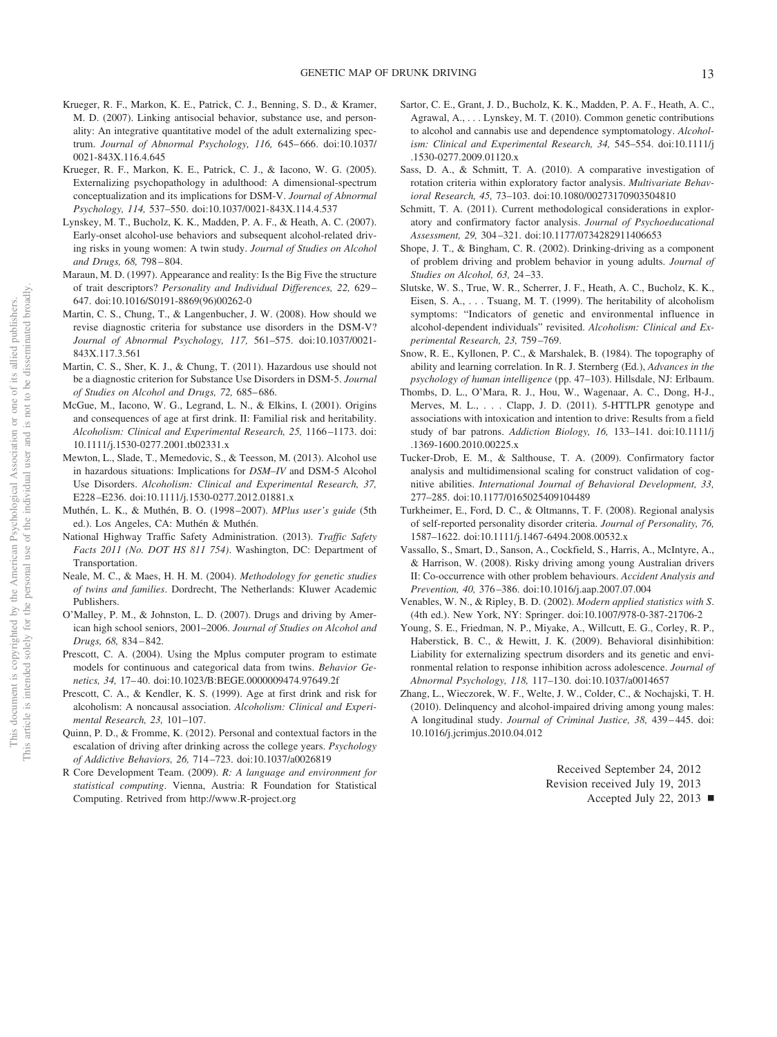Krueger, R. F., Markon, K. E., Patrick, C. J., Benning, S. D., & Kramer, M. D. (2007). Linking antisocial behavior, substance use, and personality: An integrative quantitative model of the adult externalizing spectrum. *Journal of Abnormal Psychology, 116,* 645–666. doi:10.1037/0021-843X.116.4.645

Krueger, R. F., Markon, K. E., Patrick, C. J., & Iacono, W. G. (2005). Externalizing psychopathology in adulthood: A dimensional-spectrum conceptualization and its implications for DSM-V. *Journal of Abnormal Psychology, 114,* 537–550. doi:10.1037/0021-843X.114.4.537

Lynskey, M. T., Bucholz, K. K., Madden, P. A. F., & Heath, A. C. (2007). Early-onset alcohol-use behaviors and subsequent alcohol-related driving risks in young women: A twin study. *Journal of Studies on Alcohol and Drugs, 68,* 798–804.

Maraun, M. D. (1997). Appearance and reality: Is the Big Five the structure of trait descriptors? *Personality and Individual Differences, 22,* 629–647. doi:10.1016/S0191-8869(96)00262-0

Martin, C. S., Chung, T., & Langenbucher, J. W. (2008). How should we revise diagnostic criteria for substance use disorders in the DSM-V? *Journal of Abnormal Psychology, 117,* 561–575. doi:10.1037/0021-843X.117.3.561

Martin, C. S., Sher, K. J., & Chung, T. (2011). Hazardous use should not be a diagnostic criterion for Substance Use Disorders in DSM-5. *Journal of Studies on Alcohol and Drugs, 72,* 685–686.

McGue, M., Iacono, W. G., Legrand, L. N., & Elkins, I. (2001). Origins and consequences of age at first drink. II: Familial risk and heritability. *Alcoholism: Clinical and Experimental Research, 25,* 1166–1173. doi:10.1111/j.1530-0277.2001.tb02331.x

Mewton, L., Slade, T., Memedovic, S., & Teesson, M. (2013). Alcohol use in hazardous situations: Implications for *DSM–IV* and DSM-5 Alcohol Use Disorders. *Alcoholism: Clinical and Experimental Research, 37,* E228–E236. doi:10.1111/j.1530-0277.2012.01881.x

Muthén, L. K., & Muthén, B. O. (1998–2007). *MPlus user's guide* (5th ed.). Los Angeles, CA: Muthén & Muthén.

National Highway Traffic Safety Administration. (2013). *Traffic Safety Facts 2011 (No. DOT HS 811 754)*. Washington, DC: Department of Transportation.

Neale, M. C., & Maes, H. H. M. (2004). *Methodology for genetic studies of twins and families*. Dordrecht, The Netherlands: Kluwer Academic Publishers.

O'Malley, P. M., & Johnston, L. D. (2007). Drugs and driving by American high school seniors, 2001–2006. *Journal of Studies on Alcohol and Drugs, 68,* 834–842.

Prescott, C. A. (2004). Using the Mplus computer program to estimate models for continuous and categorical data from twins. *Behavior Genetics, 34,* 17–40. doi:10.1023/B:BEGE.0000009474.97649.2f

Prescott, C. A., & Kendler, K. S. (1999). Age at first drink and risk for alcoholism: A noncausal association. *Alcoholism: Clinical and Experimental Research, 23,* 101–107.

Quinn, P. D., & Fromme, K. (2012). Personal and contextual factors in the escalation of driving after drinking across the college years. *Psychology of Addictive Behaviors, 26,* 714–723. doi:10.1037/a0026819

R Core Development Team. (2009). *R: A language and environment for statistical computing*. Vienna, Austria: R Foundation for Statistical Computing. Retrived from http://www.R-project.org

Sartor, C. E., Grant, J. D., Bucholz, K. K., Madden, P. A. F., Heath, A. C., Agrawal, A., . . . Lynskey, M. T. (2010). Common genetic contributions to alcohol and cannabis use and dependence symptomatology. *Alcoholism: Clinical and Experimental Research, 34,* 545–554. doi:10.1111/j.1530-0277.2009.01120.x

Sass, D. A., & Schmitt, T. A. (2010). A comparative investigation of rotation criteria within exploratory factor analysis. *Multivariate Behavioral Research, 45,* 73–103. doi:10.1080/00273170903504810

Schmitt, T. A. (2011). Current methodological considerations in exploratory and confirmatory factor analysis. *Journal of Psychoeducational Assessment, 29,* 304–321. doi:10.1177/0734282911406653

Shope, J. T., & Bingham, C. R. (2002). Drinking-driving as a component of problem driving and problem behavior in young adults. *Journal of Studies on Alcohol, 63,* 24–33.

Slutske, W. S., True, W. R., Scherrer, J. F., Heath, A. C., Bucholz, K. K., Eisen, S. A., . . . Tsuang, M. T. (1999). The heritability of alcoholism symptoms: "Indicators of genetic and environmental influence in alcohol-dependent individuals" revisited. *Alcoholism: Clinical and Experimental Research, 23,* 759–769.

Snow, R. E., Kyllonen, P. C., & Marshalek, B. (1984). The topography of ability and learning correlation. In R. J. Sternberg (Ed.), *Advances in the psychology of human intelligence* (pp. 47–103). Hillsdale, NJ: Erlbaum.

Thombs, D. L., O'Mara, R. J., Hou, W., Wagenaar, A. C., Dong, H-J., Merves, M. L., . . . Clapp, J. D. (2011). 5-HTTLPR genotype and associations with intoxication and intention to drive: Results from a field study of bar patrons. *Addiction Biology, 16,* 133–141. doi:10.1111/j.1369-1600.2010.00225.x

Tucker-Drob, E. M., & Salthouse, T. A. (2009). Confirmatory factor analysis and multidimensional scaling for construct validation of cognitive abilities. *International Journal of Behavioral Development, 33,* 277–285. doi:10.1177/0165025409104489

Turkheimer, E., Ford, D. C., & Oltmanns, T. F. (2008). Regional analysis of self-reported personality disorder criteria. *Journal of Personality, 76,* 1587–1622. doi:10.1111/j.1467-6494.2008.00532.x

Vassallo, S., Smart, D., Sanson, A., Cockfield, S., Harris, A., McIntyre, A., & Harrison, W. (2008). Risky driving among young Australian drivers II: Co-occurrence with other problem behaviours. *Accident Analysis and Prevention, 40,* 376–386. doi:10.1016/j.aap.2007.07.004

Venables, W. N., & Ripley, B. D. (2002). *Modern applied statistics with S*. (4th ed.). New York, NY: Springer. doi:10.1007/978-0-387-21706-2

Young, S. E., Friedman, N. P., Miyake, A., Willcutt, E. G., Corley, R. P., Haberstick, B. C., & Hewitt, J. K. (2009). Behavioral disinhibition: Liability for externalizing spectrum disorders and its genetic and environmental relation to response inhibition across adolescence. *Journal of Abnormal Psychology, 118,* 117–130. doi:10.1037/a0014657

Zhang, L., Wieczorek, W. F., Welte, J. W., Colder, C., & Nochajski, T. H. (2010). Delinquency and alcohol-impaired driving among young males: A longitudinal study. *Journal of Criminal Justice, 38,* 439–445. doi:10.1016/j.jcrimjus.2010.04.012

Received September 24, 2012
Revision received July 19, 2013
Accepted July 22, 2013 ■